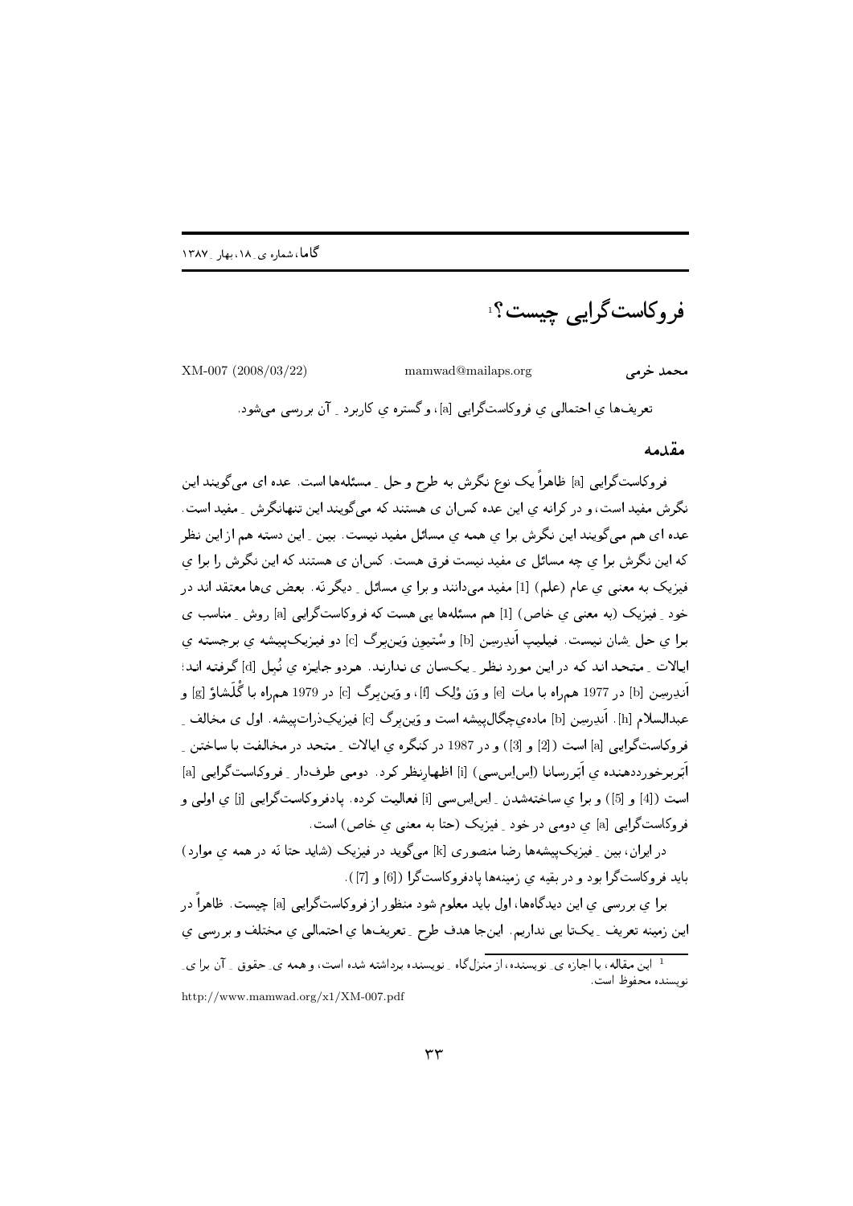# فروکاست‌گرایی چیست؟[1]

XM-007 (2008/03/22) mamwad@mailaps.org محمد خرمی

تعریف‌ها یِ احتمالی یِ فروکاست‌گرایی [a]، و گستره یِ کاربرد ـِ آن بررسی می‌شود.

## مقدمه

فروکاست‌گرایی [a] ظاهراً یک نوع نگرش به طرح و حل ـِ مسئله‌ها است. عده ای می‌گویند این نگرش مفید است، و در کرانه یِ این عده کس‌ان ی هستند که می‌گویند این تنهانگرش ـِ مفید است. عده ای هم می‌گویند این نگرش برا یِ همه یِ مسائل مفید نیست. بین ـِ این دسته هم از این نظر که این نگرش برا یِ چه مسائل ی مفید نیست فرق هست. کس‌ان ی هستند که این نگرش را برا یِ فیزیک به معنی یِ عام (علم) [1] مفید می‌دانند و برا یِ مسائل ـِ دیگر نَه. بعض ی‌ها معتقد اند در خود ـِ فیزیک (به معنی یِ خاص) [1] هم مسئله‌ها یی هست که فروکاست‌گرایی [a] روش ـِ مناسب ی برا یِ حل ـِشان نیست. فیلیپ اَندِرسِن [b] و سْتیوِن وَین‌برگ [c] دو فیزیک‌پیشه یِ برجسته یِ ایالات ـِ متحد اند که در این مورد نظر ـِ یک‌سان ی ندارند. هردو جایزه یِ نُبِل [d] گرفته اند؛ اَندِرسِن [b] در 1977 هم‌راه با مات [e] و وَن وُلک [f]، و وَین‌برگ [c] در 1979 هم‌راه با گْلَشاوْ [g] و عبدالسلام [h]. اَندِرسِن [b] ماده‌یِ‌چگال‌پیشه است و وَین‌برگ [c] فیزیک‌ذرات‌پیشه. اول ی مخالف ـِ فروکاست‌گرایی [a] است ([2] و [3]) و در 1987 در کنگره یِ ایالات ـِ متحد در مخالفت با ساختن ـِ اَبَربرخورددهنده یِ اَبَررسانا (اِس‌اِس‌سی) [i] اظهارنظر کرد. دومی طرف‌دار ـِ فروکاست‌گرایی [a] است ([4] و [5]) و برا یِ ساخته‌شدن ـِ اِس‌اِس‌سی [i] فعالیت کرده. پادفروکاست‌گرایی [j] یِ اولی و فروکاست‌گرایی [a] یِ دومی در خود ـِ فیزیک (حتا به معنی یِ خاص) است.

در ایران، بین ـِ فیزیک‌پیشه‌ها رضا منصوری [k] می‌گوید در فیزیک (شاید حتا نَه در همه یِ موارد) باید فروکاست‌گرا بود و در بقیه یِ زمینه‌ها پادفروکاست‌گرا ([6] و [7]).

برا یِ بررسی یِ این دیدگاه‌ها، اول باید معلوم شود منظور از فروکاست‌گرایی [a] چیست. ظاهراً در این زمینه تعریف ـِ یک‌تا یی نداریم. این‌جا هدف طرح ـِ تعریف‌ها یِ احتمالی یِ مختلف و بررسی یِ

---

[1] این مقاله، با اجازه یِ نویسنده، از منزل‌گاه ـِ نویسنده برداشته شده است، و همه یِ حقوق ـِ آن برا یِ نویسنده محفوظ است.

http://www.mamwad.org/x1/XM-007.pdf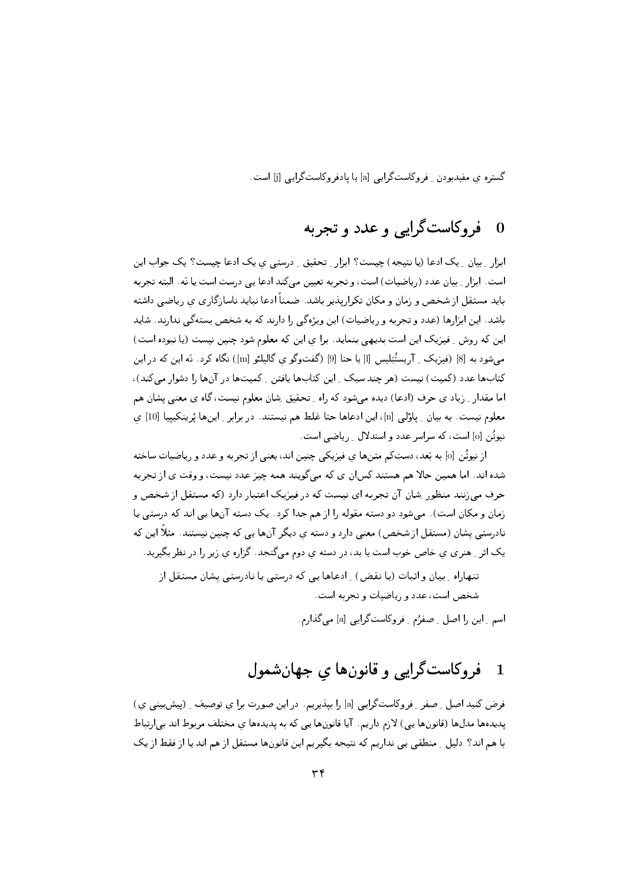گستره ي مفیدبودن ِ فروکاست‌گرایی [a] یا پادفروکاست‌گرایی [j] است.

## 0 فروکاست‌گرایی و عدد و تجربه

ابزار ِ بیان ِ یک ادعا (یا نتیجه) چیست؟ ابزار ِ تحقیق ِ درستی ي یک ادعا چیست؟ یک جواب این است. ابزار ِ بیان عدد (ریاضیات) است، و تجربه تعیین می‌کند ادعا یی درست است یا نَه. البته تجربه باید مستقل از شخص و زمان و مکان تکرارپذیر باشد. ضمناً ادعا نباید ناسازگاری ي ریاضی داشته باشد. این ابزارها (عدد و تجربه و ریاضیات) این ویژه‌گی را دارند که به شخص بسته‌گی ندارند. شاید این که روش ِ فیزیک این است بدیهی بنماید. برا ي این که معلوم شود چنین نیست (یا نبوده است) می‌شود به [8] (فیزیک ِ آریستُتِلیس [l]) یا حتا [9] (گفت‌وگو ي گالیلئو [m]) نگاه کرد. نَه این که در این کتاب‌ها عدد (کمیت) نیست (هر چند سبک ِ این کتاب‌ها یافتن ِ کمیت‌ها در آن‌ها را دشوار می‌کند)، اما مقدار ِ زیاد ی حرف (ادعا) دیده می‌شود که راه ِ تحقیق ِشان معلوم نیست، گاه ی معنی ِشان هم معلوم نیست. به بیان ِ پاوْلی [n]، این ادعاها حتا غلط هم نیستند. در برابر ِ این‌ها پْرینکیپیا [10] ي نیوتُن [o] است، که سراسر عدد و استدلال ِ ریاضی است.

از نیوتُن [o] به بَعد، دست‌کم متن‌ها ي فیزیکی چنین اند، یعنی از تجربه و عدد و ریاضیات ساخته شده اند. اما همین حالا هم هستند کس‌ان ی که می‌گویند همه چیز عدد نیست، و وقت ی از تجربه حرف می‌زنند منظور ِشان آن تجربه ای نیست که در فیزیک اعتبار دارد (که مستقل از شخص و زمان و مکان است). می‌شود دو دسته مقوله را از هم جدا کرد. یک دسته آن‌ها یی اند که درستی یا نادرستی ِشان (مستقل از شخص) معنی دارد و دسته ي دیگر آن‌ها یی که چنین نیستند. مثلاً این که یک اثر ِ هنری ي خاص خوب است یا بد، در دسته ي دوم می‌گنجد. گزاره ي زیر را در نظر بگیرید.

> تنهاراه ِ بیان و اثبات (یا نقض) ِ ادعاها یی که درستی یا نادرستی ِشان مستقل از شخص است، عدد و ریاضیات و تجربه است.

اسم ِ این را اصل ِ صفرُم ِ فروکاست‌گرایی [a] می‌گذارم.

## 1 فروکاست‌گرایی و قانون‌ها ي جهان‌شمول

فرض کنید اصل ِ صفر ِ فروکاست‌گرایی [a] را بپذیریم. در این صورت برا ي توصیف ِ (پیش‌بینی ي) پدیده‌ها مدل‌ها (قانون‌ها یی) لازم داریم. آیا قانون‌ها یی که به پدیده‌ها ي مختلف مربوط اند بی‌ارتباط با هم اند؟ دلیل ِ منطقی یی نداریم که نتیجه بگیریم این قانون‌ها مستقل از هم اند یا از فقط از یک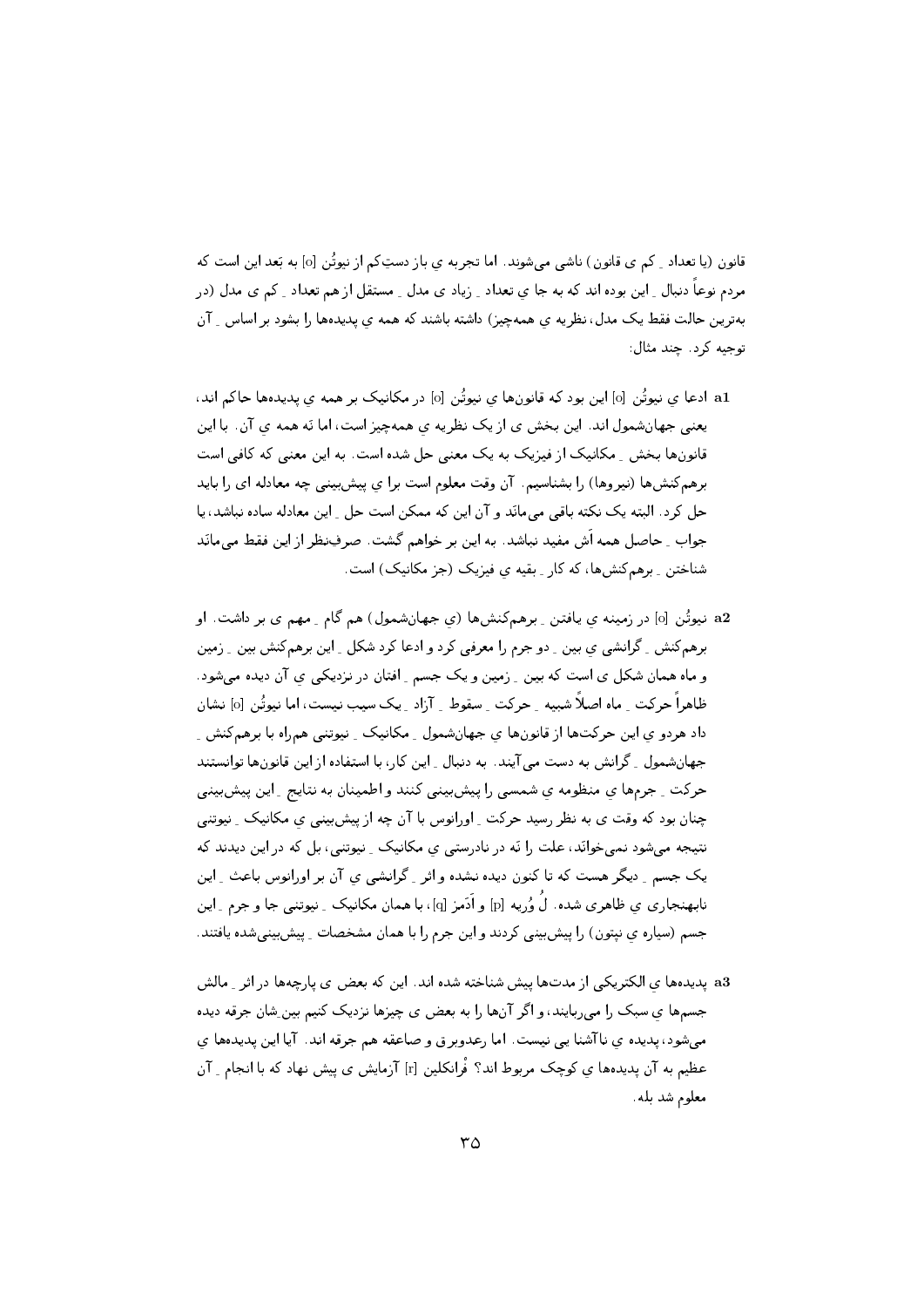قانون (یا تعداد ِ کم ی قانون) ناشی می‌شوند. اما تجربه ی باز دستِ‌کم از نیوتُن [o] به بَعد این است که مردم نوعاً دنبال ِ این بوده اند که به جا ی تعداد ِ زیاد ی مدل ِ مستقل از هم تعداد ِ کم ی مدل (در به‌ترین حالت فقط یک مدل، نظریه ی همه‌چیز) داشته باشند که همه ی پدیده‌ها را بشود بر اساس ِ آن توجیه کرد. چند مثال:

**a1** ادعا ی نیوتُن [o] این بود که قانون‌ها ی نیوتُن [o] در مکانیک بر همه ی پدیده‌ها حاکم اند، یعنی جهان‌شمول اند. این بخش ی از یک نظریه ی همه‌چیز است، اما نَه همه ی آن. با این قانون‌ها بخش ِ مکانیک از فیزیک به یک معنی حل شده است. به این معنی که کافی است برهم‌کنش‌ها (نیروها) را بشناسیم. آن وقت معلوم است برا ی پیش‌بینی چه معادله ای را باید حل کرد. البته یک نکته باقی می‌مانَد و آن این که ممکن است حل ِ این معادله ساده نباشد، یا جواب ِ حاصل همه اَش مفید نباشد. به این بر خواهم گشت. صرفِ‌نظر از این فقط می‌مانَد شناختن ِ برهم‌کنش‌ها، که کار ِ بقیه ی فیزیک (جز مکانیک) است.

**a2** نیوتُن [o] در زمینه ی یافتن ِ برهم‌کنش‌ها (ی جهان‌شمول) هم گام ِ مهم ی بر داشت. او برهم‌کنش ِ گرانشی ی بین ِ دو جرم را معرفی کرد و ادعا کرد شکل ِ این برهم‌کنش بین ِ زمین و ماه همان شکل ی است که بین ِ زمین و یک جسم ِ افتان در نزدیکی ی آن دیده می‌شود. ظاهراً حرکت ِ ماه اصلاً شبیه ِ حرکت ِ سقوط ِ آزاد ِ یک سیب نیست، اما نیوتُن [o] نشان داد هردو ی این حرکت‌ها از قانون‌ها ی جهان‌شمول ِ مکانیک ِ نیوتنی هم‌راه با برهم‌کنش ِ جهان‌شمول ِ گرانش به دست می‌آیند. به دنبال ِ این کار، با استفاده از این قانون‌ها توانستند حرکت ِ جرم‌ها ی منظومه ی شمسی را پیش‌بینی کنند و اطمینان به نتایج ِ این پیش‌بینی چنان بود که وقت ی به نظر رسید حرکت ِ اورانوس با آن چه از پیش‌بینی ی مکانیک ِ نیوتنی نتیجه می‌شود نمی‌خوانَد، علت را نَه در نادرستی ی مکانیک ِ نیوتنی، بل که در این دیدند که یک جسم ِ دیگر هست که تا کنون دیده نشده و اثر ِ گرانشی ی آن بر اورانوس باعث ِ این نابهنجاری ی ظاهری شده. لُ وُریه [p] و اَدَمز [q]، با همان مکانیک ِ نیوتنی جا و جرم ِ این جسم (سیاره ی نپتون) را پیش‌بینی کردند و این جرم را با همان مشخصات ِ پیش‌بینی‌شده یافتند.

**a3** پدیده‌ها ی الکتریکی از مدت‌ها پیش شناخته شده اند. این که بعض ی پارچه‌ها در اثر ِ مالش جسم‌ها ی سبک را می‌ربایند، و اگر آن‌ها را به بعض ی چیزها نزدیک کنیم بین‌ِشان جرقه دیده می‌شود، پدیده ی ناآشنا یی نیست. اما رعدوبرق و صاعقه هم جرقه اند. آیا این پدیده‌ها ی عظیم به آن پدیده‌ها ی کوچک مربوط اند؟ فْرانکلین [r] آزمایش ی پیش نهاد که با انجام ِ آن معلوم شد بله.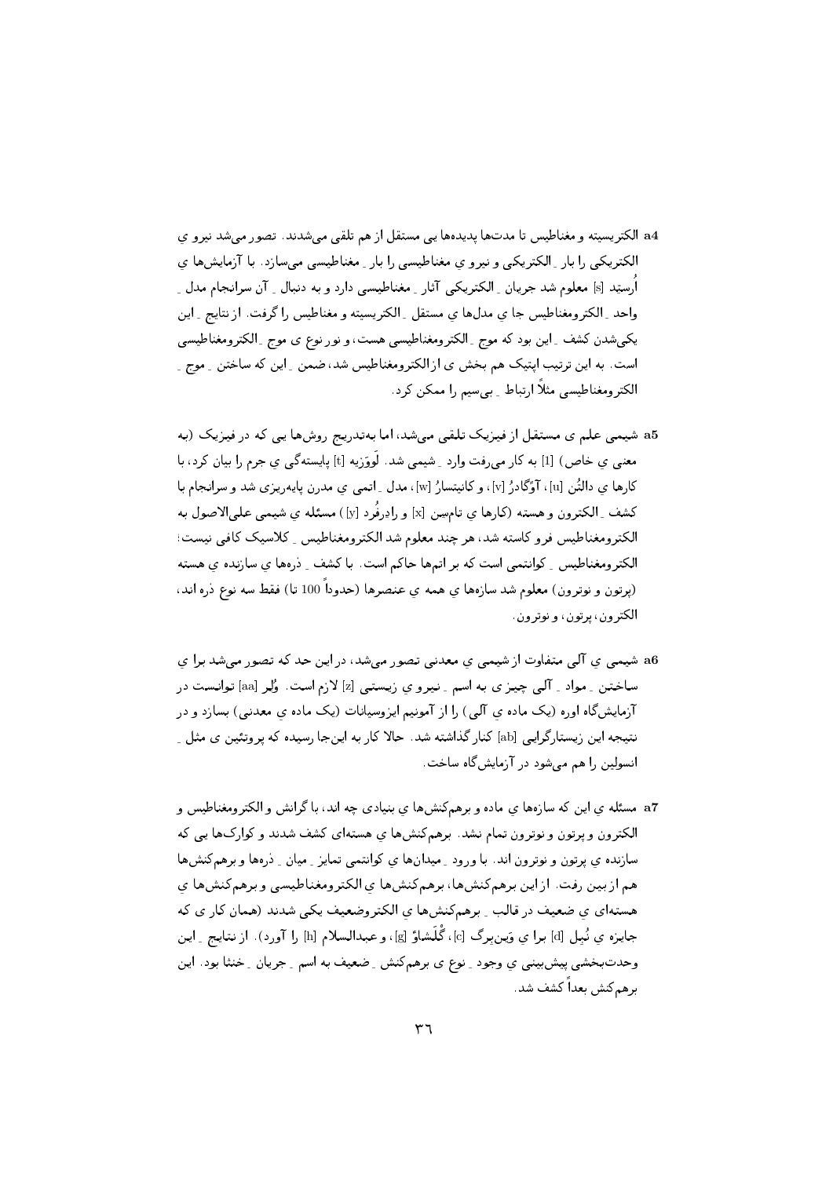**a4** الکتریسیته و مغناطیس تا مدت‌ها پدیده‌ها یی مستقل از هم تلقی می‌شدند. تصور می‌شد نیرو ی الکتریکی را بار ِ الکتریکی و نیرو ی مغناطیسی را بار ِ مغناطیسی می‌سازد. با آزمایش‌ها ی اُرستِد [s] معلوم شد جریان ِ الکتریکی آثار ِ مغناطیسی دارد و به دنبال ِ آن سرانجام مدل ِ واحد ِ الکترومغناطیس جا ی مدل‌ها ی مستقل ِ الکتریسیته و مغناطیس را گرفت. از نتایج ِ این یکی‌شدن کشف ِ این بود که موج ِ الکترومغناطیسی هست، و نور نوع ی موج ِ الکترومغناطیسی است. به این ترتیب اپتیک هم بخش ی از الکترومغناطیس شد، ضمن ِ این که ساختن ِ موج ِ الکترومغناطیسی مثلاً ارتباط ِ بی‌سیم را ممکن کرد.

**a5** شیمی علم ی مستقل از فیزیک تلقی می‌شد، اما به‌تدریج روش‌ها یی که در فیزیک (به معنی ی خاص) [1] به کار می‌رفت وارد ِ شیمی شد. لَووَزیه [t] پایسته‌گی ی جرم را بیان کرد، با کارها ی دالتُن [u]، آوُگادرُ [v]، و کانیتسارُ [w]، مدل ِ اتمی ی مدرن پایه‌ریزی شد و سرانجام با کشف ِ الکترون و هسته (کارها ی تام‌سِن [x] و رادِرفُرد [y]) مسئله ی شیمی علی‌الاصول به الکترومغناطیس فرو کاسته شد، هر چند معلوم شد الکترومغناطیس ِ کلاسیک کافی نیست؛ الکترومغناطیس ِ کوانتمی است که بر اتم‌ها حاکم است. با کشف ِ ذره‌ها ی سازنده ی هسته (پرتون و نوترون) معلوم شد سازه‌ها ی همه ی عنصرها (حدوداً 100 تا) فقط سه نوع ذره اند، الکترون، پرتون، و نوترون.

**a6** شیمی ی آلی متفاوت از شیمی ی معدنی تصور می‌شد، در این حد که تصور می‌شد برا ی ساختن ِ مواد ِ آلی چیز ی به اسم ِ نیرو ی زیستی [z] لازم است. وُلِر [aa] توانست در آزمایش‌گاه اوره (یک ماده ی آلی) را از آمونیم ایزوسیانات (یک ماده ی معدنی) بسازد و در نتیجه این زیستارگرایی [ab] کنار گذاشته شد. حالا کار به این‌جا رسیده که پروتئین ی مثل ِ انسولین را هم می‌شود در آزمایش‌گاه ساخت.

**a7** مسئله ی این که سازه‌ها ی ماده و برهم‌کنش‌ها ی بنیادی چه اند، با گرانش و الکترومغناطیس و الکترون و پرتون و نوترون تمام نشد. برهم‌کنش‌ها ی هسته‌ای کشف شدند و کوارک‌ها یی که سازنده ی پرتون و نوترون اند. با ورود ِ میدان‌ها ی کوانتمی تمایز ِ میان ِ ذره‌ها و برهم‌کنش‌ها هم از بین رفت. از این برهم‌کنش‌ها، برهم‌کنش‌ها ی الکترومغناطیسی و برهم‌کنش‌ها ی هسته‌ای ی ضعیف در قالب ِ برهم‌کنش‌ها ی الکتروضعیف یکی شدند (همان کار ی که جایزه ی نُبِل [d] برا ی وَین‌بِرگ [c]، گْلَشاوْ [g]، و عبدالسلام [h] را آورد). از نتایج ِ این وحدت‌بخشی پیش‌بینی ی وجود ِ نوع ی برهم‌کنش ِ ضعیف به اسم ِ جریان ِ خنثا بود. این برهم‌کنش بعداً کشف شد.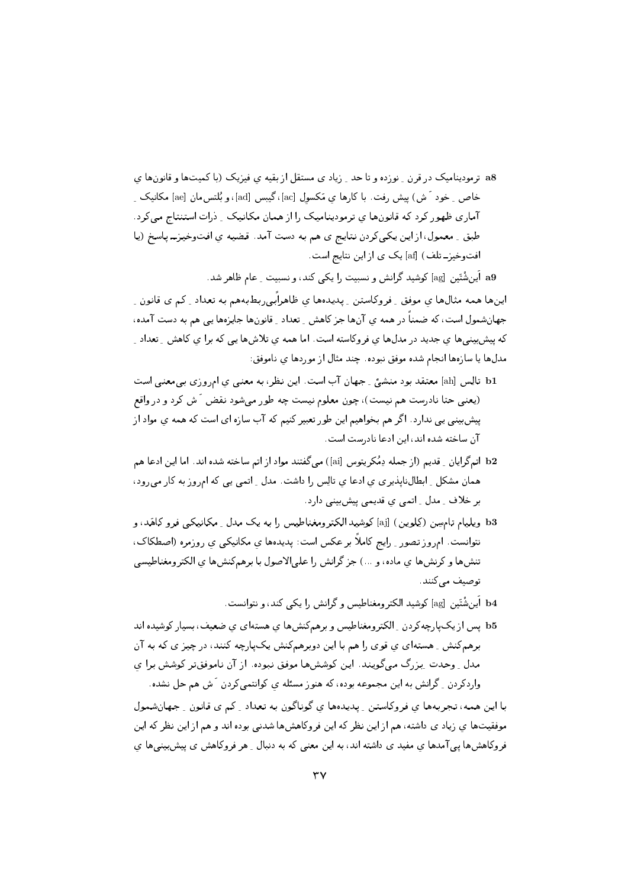a8 ترمودینامیک در قرن ِ نوزده و تا حد ِ زیاد ی مستقل از بقیه ی فیزیک (با کمیت‌ها و قانون‌ها ی خاص ِ خود َ ش) پیش رفت. با کارها ی مَکسوِل [ac]، گیبس [ad]، و بُلتس‌مان [ae] مکانیک ِ آماری ظهور کرد که قانون‌ها ی ترمودینامیک را از همان مکانیک ِ ذرات استنتاج می‌کرد. طبق ِ معمول، از این یکی‌کردن نتایج ی هم به دست آمد. قضیه ی افت‌وخیز ـ پاسخ (یا افت‌وخیز ـ تلف) [af] یک ی از این نتایج است.

a9 آینشتَین [ag] کوشید گرانش و نسبیت را یکی کند، و نسبیت ِ عام ظاهر شد.

این‌ها همه مثال‌ها ی موفق ِ فروکاستن ِ پدیده‌ها ی ظاهراً بی‌ربط‌به‌هم به تعداد ِ کم ی قانون ِ جهان‌شمول است، که ضمناً در همه ی آن‌ها جز کاهش ِ تعداد ِ قانون‌ها جایزه‌ها یی هم به دست آمده، که پیش‌بینی‌ها ی جدید در مدل‌ها ی فروکاسته است. اما همه ی تلاش‌ها یی که برا ی کاهش ِ تعداد ِ مدل‌ها یا سازه‌ها انجام شده موفق نبوده. چند مثال از موردها ی ناموفق:

b1 تالِس [ah] معتقد بود منشئ ِ جهان آب است. این نظر، به معنی ی امروزی بی‌معنی است (یعنی حتا نادرست هم نیست)، چون معلوم نیست چه طور می‌شود نقض َ ش کرد و در واقع پیش‌بینی یی ندارد. اگر هم بخواهیم این طور تعبیر کنیم که آب سازه ای است که همه ی مواد از آن ساخته شده اند، این ادعا نادرست است.

b2 اتم‌گرایان ِ قدیم (از جمله دِمُکریتوس [ai]) می‌گفتند مواد از اتم ساخته شده اند. اما این ادعا هم همان مشکل ِ ابطال‌ناپذیری ی ادعا ی تالِس را داشت. مدل ِ اتمی یی که امروز به کار می‌رود، بر خلاف ِ مدل ِ اتمی ی قدیمی پیش‌بینی دارد.

b3 ویلیام تام‌سن (کِلوین) [aj] کوشید الکترومغناطیس را به یک مدل ِ مکانیکی فرو کاهَد، و نتوانست. امروز تصور ِ رایج کاملاً بر عکس است: پدیده‌ها ی مکانیکی ی روزمره (اصطکاک، تنش‌ها و کرنش‌ها ی ماده، و ...) جز گرانش را علی‌الاصول با برهم‌کنش‌ها ی الکترومغناطیسی توصیف می‌کنند.

b4 آینشتَین [ag] کوشید الکترومغناطیس و گرانش را یکی کند، و نتوانست.

b5 پس از یک‌پارچه‌کردن ِ الکترومغناطیس و برهم‌کنش‌ها ی هسته‌ای ی ضعیف، بسیار کوشیده اند برهم‌کنش ِ هسته‌ای ی قوی را هم با این دوبرهم‌کنش یک‌پارچه کنند، در چیز ی که به آن مدل ِ وحدت ِ بزرگ می‌گویند. این کوشش‌ها موفق نبوده. از آن ناموفق‌تر کوشش برا ی واردکردن ِ گرانش به این مجموعه بوده، که هنوز مسئله ی کوانتمی‌کردن َ ش هم حل نشده.

با این همه، تجربه‌ها ی فروکاستن ِ پدیده‌ها ی گوناگون به تعداد ِ کم ی قانون ِ جهان‌شمول موفقیت‌ها ی زیاد ی داشته، هم از این نظر که این فروکاهش‌ها شدنی بوده اند و هم از این نظر که این فروکاهش‌ها پی‌آمدها ی مفید ی داشته اند، به این معنی که به دنبال ِ هر فروکاهش ی پیش‌بینی‌ها ی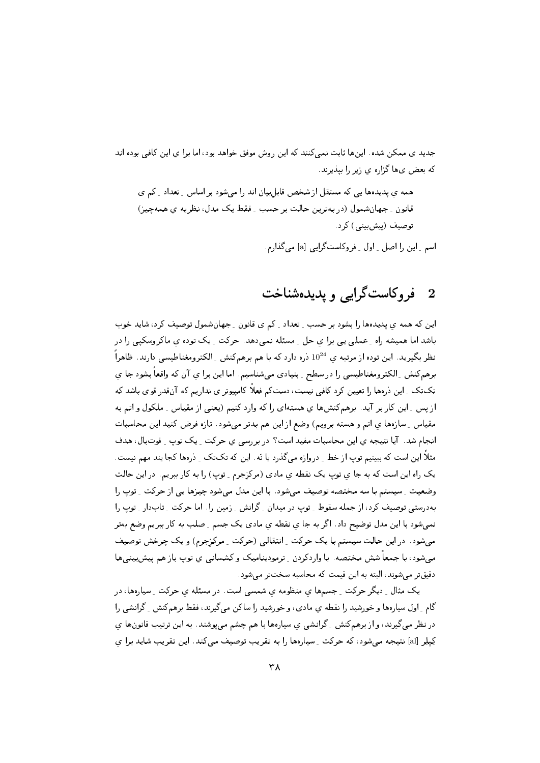جدید ی ممکن شده. این‌ها ثابت نمی‌کنند که این روش موفق خواهد بود، اما برا ی این کافی بوده اند که بعض ی‌ها گزاره ی زیر را بپذیرند.

> همه ی پدیده‌ها یی که مستقل از شخص قابل‌بیان اند را می‌شود بر اساس ِ تعداد ِ کم ی قانون ِ جهان‌شمول (در به‌ترین حالت بر حسب ِ فقط یک مدل، نظریه ی همه‌چیز) توصیف (پیش‌بینی) کرد.

اسم ِ این را اصل ِ اول ِ فروکاست‌گرایی [a] می‌گذارم.

## 2 فروکاست‌گرایی و پدیده‌شناخت

این که همه ی پدیده‌ها را بشود بر حسب ِ تعداد ِ کم ی قانون ِ جهان‌شمول توصیف کرد، شاید خوب باشد اما همیشه راه ِ عملی یی برا ی حل ِ مسئله نمی‌دهد. حرکت ِ یک توده ی ماکروسکپی را در نظر بگیرید. این توده از مرتبه ی $10^{24}$ ذره دارد که با هم برهم‌کنش ِ الکترومغناطیسی دارند. ظاهراً برهم‌کنش ِ الکترومغناطیسی را در سطح ِ بنیادی می‌شناسیم. اما این برا ی آن که واقعاً بشود جا ی تک‌تک ِ این ذره‌ها را تعیین کرد کافی نیست، دستِ‌کم فعلاً کامپیوتر ی نداریم که آن‌قدر قوی باشد که از پس ِ این کار بر آید. برهم‌کنش‌ها ی هسته‌ای را که وارد کنیم (یعنی از مقیاس ِ ملکول و اتم به مقیاس ِ سازه‌ها ی اتم و هسته برویم) وضع از این هم بدتر می‌شود. تازه فرض کنید این محاسبات انجام شد. آیا نتیجه ی این محاسبات مفید است؟ در بررسی ی حرکت ِ یک توپ ِ فوتبال، هدف مثلاً این است که ببینیم توپ از خط ِ دروازه می‌گذرد یا نَه. این که تک‌تک ِ ذره‌ها کجا یند مهم نیست. یک راه این است که به جا ی توپ یک نقطه ی مادی (مرکزجرم ِ توپ) را به کار ببریم. در این حالت وضعیت ِ سیستم با سه مختصه توصیف می‌شود. با این مدل می‌شود چیزها یی از حرکت ِ توپ را به‌درستی توصیف کرد، از جمله سقوط ِ توپ در میدان ِ گرانش ِ زمین را. اما حرکت ِ تاب‌دار ِ توپ را نمی‌شود با این مدل توضیح داد. اگر به جا ی نقطه ی مادی یک جسم ِ صلب به کار ببریم وضع به‌تر می‌شود. در این حالت سیستم با یک حرکت ِ انتقالی (حرکت ِ مرکزجرم) و یک چرخش توصیف می‌شود، با جمعاً شش مختصه. با واردکردن ِ ترمودینامیک و کشسانی ی توپ باز هم پیش‌بینی‌ها دقیق‌تر می‌شوند، البته به این قیمت که محاسبه سخت‌تر می‌شود.

یک مثال ِ دیگر حرکت ِ جسم‌ها ی منظومه ی شمسی است. در مسئله ی حرکت ِ سیاره‌ها، در گام ِ اول سیاره‌ها و خورشید را نقطه ی مادی، و خورشید را ساکن می‌گیرند، فقط برهم‌کنش ِ گرانشی را در نظر می‌گیرند، و از برهم‌کنش ِ گرانشی ی سیاره‌ها با هم چشم می‌پوشند. به این ترتیب قانون‌ها ی کپلر [al] نتیجه می‌شود، که حرکت ِ سیاره‌ها را به تقریب توصیف می‌کند. این تقریب شاید برا ی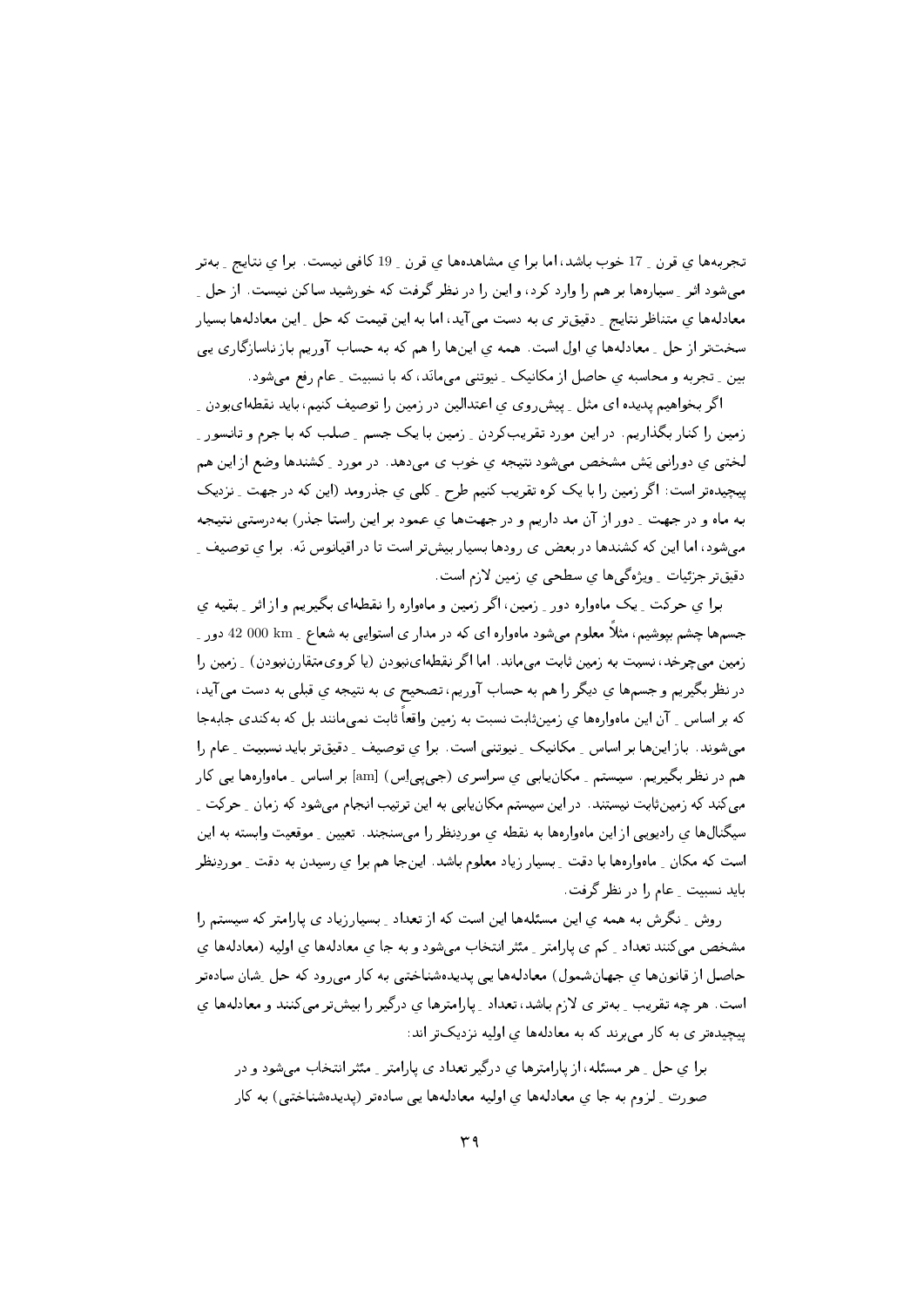تجربه‌ها ی قرن ـ 17 خوب باشد، اما برا ی مشاهده‌ها ی قرن ـ 19 کافی نیست. برا ی نتایج ـ به‌تر می‌شود اثر ـ سیاره‌ها بر هم را وارد کرد، و این را در نظر گرفت که خورشید ساکن نیست. از حل ـ معادله‌ها ی متناظر نتایج ـ دقیق‌تر ی به دست می‌آید، اما به این قیمت که حل ـ این معادله‌ها بسیار سخت‌تر از حل ـ معادله‌ها ی اول است. همه ی این‌ها را هم که به حساب آوریم باز ناسازگاری یی بین ـ تجربه و محاسبه ی حاصل از مکانیک ـ نیوتنی می‌ماند، که با نسبیت ـ عام رفع می‌شود.

اگر بخواهیم پدیده ای مثل ـ پیش‌روی ی اعتدالین در زمین را توصیف کنیم، باید نقطه‌ای‌بودن ـ زمین را کنار بگذاریم. در این مورد تقریب‌کردن ـ زمین با یک جسم ـ صلب که با جرم و تانسور ـ لختی ی دورانی یَش مشخص می‌شود نتیجه ی خوب ی می‌دهد. در مورد ـ کشندها وضع از این هم پیچیده‌تر است: اگر زمین را با یک کره تقریب کنیم طرح ـ کلی ی جذرومد (این که در جهت ـ نزدیک به ماه و در جهت ـ دور از آن مد داریم و در جهت‌ها ی عمود بر این راستا جذر) به‌درستی نتیجه می‌شود، اما این که کشندها در بعض ی رودها بسیار بیش‌تر است تا در اقیانوس نَه. برا ی توصیف ـ دقیق‌تر جزئیات ـ ویژه‌گی‌ها ی سطحی ی زمین لازم است.

برا ی حرکت ـ یک ماهواره دور ـ زمین، اگر زمین و ماهواره را نقطه‌ای بگیریم و از اثر ـ بقیه ی جسم‌ها چشم بپوشیم، مثلاً معلوم می‌شود ماهواره ای که در مدار ی استوایی به شعاع ـ 42 000 km دور ـ زمین می‌چرخد، نسبت به زمین ثابت می‌ماند. اما اگر نقطه‌ای‌نبودن (یا کروی‌متقارن‌نبودن) ـ زمین را در نظر بگیریم و جسم‌ها ی دیگر را هم به حساب آوریم، تصحیح ی به نتیجه ی قبلی به دست می‌آید، که بر اساس ـ آن این ماهواره‌ها ی زمین‌ثابت نسبت به زمین واقعاً ثابت نمی‌مانند بل که به‌کندی جابه‌جا می‌شوند. باز این‌ها بر اساس ـ مکانیک ـ نیوتنی است. برا ی توصیف ـ دقیق‌تر باید نسبیت ـ عام را هم در نظر بگیریم. سیستم ـ مکان‌یابی ی سراسری (جی‌پی‌اس) [am] بر اساس ـ ماهواره‌ها یی کار می‌کند که زمین‌ثابت نیستند. در این سیستم مکان‌یابی به این ترتیب انجام می‌شود که زمان ـ حرکت ـ سیگنال‌ها ی رادیویی از این ماهواره‌ها به نقطه ی موردنظر را می‌سنجند. تعیین ـ موقعیت وابسته به این است که مکان ـ ماهواره‌ها با دقت ـ بسیار زیاد معلوم باشد. این‌جا هم برا ی رسیدن به دقت ـ موردنظر باید نسبیت ـ عام را در نظر گرفت.

روش ـ نگرش به همه ی این مسئله‌ها این است که از تعداد ـ بسیارزیاد ی پارامتر که سیستم را مشخص می‌کنند تعداد ـ کم ی پارامتر ـ مؤثر انتخاب می‌شود و به جا ی معادله‌ها ی اولیه (معادله‌ها ی حاصل از قانون‌ها ی جهان‌شمول) معادله‌ها یی پدیده‌شناختی به کار می‌رود که حل ـشان ساده‌تر است. هر چه تقریب ـ به‌تر ی لازم باشد، تعداد ـ پارامترها ی درگیر را بیش‌تر می‌کنند و معادله‌ها ی پیچیده‌تر ی به کار می‌برند که به معادله‌ها ی اولیه نزدیک‌تر اند:

> برا ی حل ـ هر مسئله، از پارامترها ی درگیر تعداد ی پارامتر ـ مؤثر انتخاب می‌شود و در صورت ـ لزوم به جا ی معادله‌ها ی اولیه معادله‌ها یی ساده‌تر (پدیده‌شناختی) به کار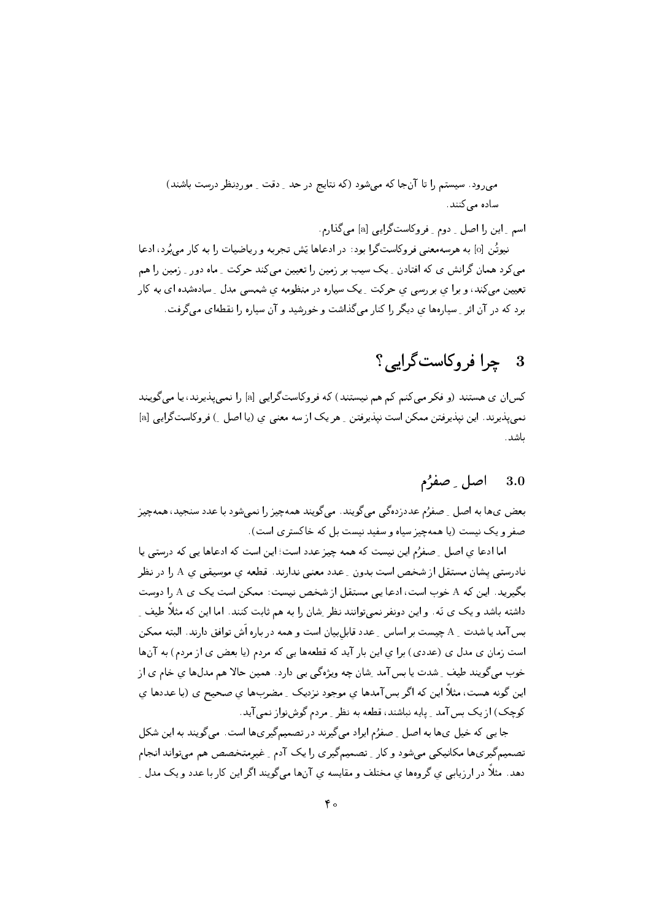می‌رود. سیستم را تا آن‌جا که می‌شود (که نتایج در حد ـ دقت ـ موردنظر درست باشند) ساده می‌کنند.

اسم ـ این را اصل ـ دوم ـ فروکاست‌گرایی [a] می‌گذارم.

نیوتُن [o] به هرسه‌معنی فروکاست‌گرا بود: در ادعاها یَش تجربه و ریاضیات را به کار می‌بُرد، ادعا می‌کرد همان گرانش ی که افتادن ـ یک سیب بر زمین را تعیین می‌کند حرکت ـ ماه دور ـ زمین را هم تعیین می‌کند، و برا یِ بررسی یِ حرکت ـ یک سیاره در منظومه یِ شمسی مدل ـ ساده‌شده ای به کار برد که در آن اثر ـ سیاره‌ها یِ دیگر را کنار می‌گذاشت و خورشید و آن سیاره را نقطه‌ای می‌گرفت.

## 3 چرا فروکاست‌گرایی؟

کس‌ان ی هستند (و فکر می‌کنم کم هم نیستند) که فروکاست‌گرایی [a] را نمی‌پذیرند، یا می‌گویند نمی‌پذیرند. این نپذیرفتن ممکن است نپذیرفتن ـ هر یک از سه معنی یِ (یا اصل ـ) فروکاست‌گرایی [a] باشد.

### 3.0 اصل ـ صفرُم

بعض ی‌ها به اصل ـ صفرُم عددزده‌گی می‌گویند. می‌گویند همه‌چیز را نمی‌شود با عدد سنجید، همه‌چیز صفر و یک نیست (یا همه‌چیز سیاه و سفید نیست بل که خاکستری است).

اما ادعا یِ اصل ـ صفرُم این نیست که همه چیز عدد است: این است که ادعاها یی که درستی یا نادرستی یِشان مستقل از شخص است بدون ـ عدد معنی ندارند. قطعه یِ موسیقی یِ A را در نظر بگیرید. این که A خوب است، ادعا یی مستقل از شخص نیست: ممکن است یک ی A را دوست داشته باشد و یک ی نَه. و این دونفر نمی‌توانند نظر ـشان را به هم ثابت کنند. اما این که مثلاً طیف ـ بس‌آمد یا شدت ـ A چیست بر اساس ـ عدد قابل‌بیان است و همه در باره اَش توافق دارند. البته ممکن است زمان ی مدل ی (عددی) برا یِ این بار آید که قطعه‌ها یی که مردم (یا بعض ی از مردم) به آن‌ها خوب می‌گویند طیف ـ شدت یا بس‌آمد ـشان چه ویژه‌گی یی دارد. همین حالا هم مدل‌ها یِ خام ی از این گونه هست، مثلاً این که اگر بس‌آمدها یِ موجود نزدیک ـ مضرب‌ها یِ صحیح ی (با عددها یِ کوچک) از یک بس‌آمد ـ پایه نباشند، قطعه به نظر ـ مردم گوش‌نواز نمی‌آید.

جا یی که خیل ی‌ها به اصل ـ صفرُم ایراد می‌گیرند در تصمیم‌گیری‌ها است. می‌گویند به این شکل تصمیم‌گیری‌ها مکانیکی می‌شود و کار ـ تصمیم‌گیری را یک آدم ـ غیرمتخصص هم می‌تواند انجام دهد. مثلاً در ارزیابی یِ گروه‌ها یِ مختلف و مقایسه یِ آن‌ها می‌گویند اگر این کار با عدد و یک مدل ـ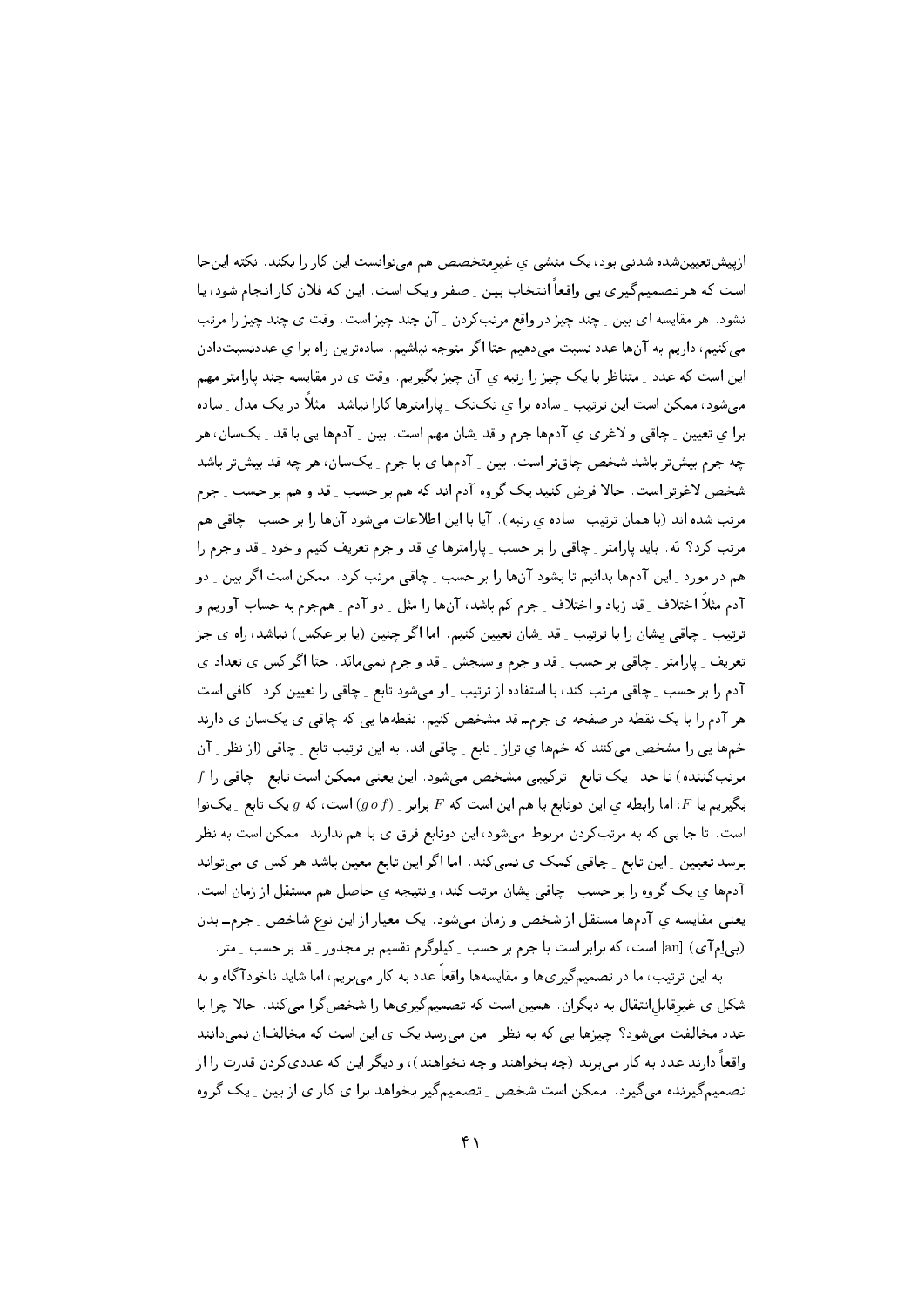ازپیش‌تعیین‌شده شدنی بود، یک منشی ی غیرمتخصص هم می‌توانست این کار را بکند. نکته این‌جا است که هر تصمیم‌گیری یی واقعاً انتخاب بین ِ صفر و یک است. این که فلان کار انجام شود، یا نشود. هر مقایسه ای بین ِ چند چیز در واقع مرتب‌کردن ِ آن چند چیز است. وقت ی چند چیز را مرتب می‌کنیم، داریم به آن‌ها عدد نسبت می‌دهیم حتا اگر متوجه نباشیم. ساده‌ترین راه برا ی عددنسبت‌دادن این است که عدد ِ متناظر با یک چیز را رتبه ی آن چیز بگیریم. وقت ی در مقایسه چند پارامتر مهم می‌شود، ممکن است این ترتیب ِ ساده برا ی تک‌تک ِ پارامترها کارا نباشد. مثلاً در یک مدل ِ ساده برا ی تعیین ِ چاقی و لاغری ی آدم‌ها جرم و قد ِشان مهم است. بین ِ آدم‌ها یی با قد ِ یک‌سان، هر چه جرم بیش‌تر باشد شخص چاق‌تر است. بین ِ آدم‌ها ی با جرم ِ یک‌سان، هر چه قد بیش‌تر باشد شخص لاغرتر است. حالا فرض کنید یک گروه آدم اند که هم بر حسب ِ قد و هم بر حسب ِ جرم مرتب شده اند (با همان ترتیب ِ ساده ی رتبه). آیا با این اطلاعات می‌شود آن‌ها را بر حسب ِ چاقی هم مرتب کرد؟ نَه. باید پارامتر ِ چاقی را بر حسب ِ پارامترها ی قد و جرم تعریف کنیم و خود ِ قد و جرم را هم در مورد ِ این آدم‌ها بدانیم تا بشود آن‌ها را بر حسب ِ چاقی مرتب کرد. ممکن است اگر بین ِ دو آدم مثلاً اختلاف ِ قد زیاد و اختلاف ِ جرم کم باشد، آن‌ها را مثل ِ دو آدم ِ هم‌جرم به حساب آوریم و ترتیب ِ چاقی ِشان را با ترتیب ِ قد ِشان تعیین کنیم. اما اگر چنین (یا بر عکس) نباشد، راه ی جز تعریف ِ پارامتر ِ چاقی بر حسب ِ قد و جرم و سنجش ِ قد و جرم نمی‌ماند. حتا اگر کس ی تعداد ی آدم را بر حسب ِ چاقی مرتب کند، با استفاده از ترتیب ِ او می‌شود تابع ِ چاقی را تعیین کرد. کافی است هر آدم را با یک نقطه در صفحه ی جرم-قد مشخص کنیم. نقطه‌ها یی که چاقی ی یک‌سان ی دارند خم‌ها یی را مشخص می‌کنند که خم‌ها ی تراز ِ تابع ِ چاقی اند. به این ترتیب تابع ِ چاقی (از نظر ِ آن مرتب‌کننده) تا حد ِ یک تابع ِ ترکیبی مشخص می‌شود. این یعنی ممکن است تابع ِ چاقی را $f$ بگیریم یا $F$، اما رابطه ی این دوتابع با هم این است که $F$ برابر ِ $(g\circ f)$ است، که $g$ یک تابع ِ یک‌نوا است. تا جا یی که به مرتب‌کردن مربوط می‌شود، این دوتابع فرق ی با هم ندارند. ممکن است به نظر برسد تعیین ِ این تابع ِ چاقی کمک ی نمی‌کند. اما اگر این تابع معین باشد هر کس ی می‌تواند آدم‌ها ی یک گروه را بر حسب ِ چاقی ِشان مرتب کند، و نتیجه ی حاصل هم مستقل از زمان است. یعنی مقایسه ی آدم‌ها مستقل از شخص و زمان می‌شود. یک معیار از این نوع شاخص ِ جرم-بدن (بی‌ام‌آی) [an] است، که برابر است با جرم بر حسب ِ کیلوگرم تقسیم بر مجذور ِ قد بر حسب ِ متر.

به این ترتیب، ما در تصمیم‌گیری‌ها و مقایسه‌ها واقعاً عدد به کار می‌بریم، اما شاید ناخودآگاه و به شکل ی غیرقابل‌انتقال به دیگران. همین است که تصمیم‌گیری‌ها را شخص‌گرا می‌کند. حالا چرا با عدد مخالفت می‌شود؟ چیزها یی که به نظر ِ من می‌رسد یک ی این است که مخالفان نمی‌دانند واقعاً دارند عدد به کار می‌برند (چه بخواهند و چه نخواهند)، و دیگر این که عددی‌کردن قدرت را از تصمیم‌گیرنده می‌گیرد. ممکن است شخص ِ تصمیم‌گیر بخواهد برا ی کار ی از بین ِ یک گروه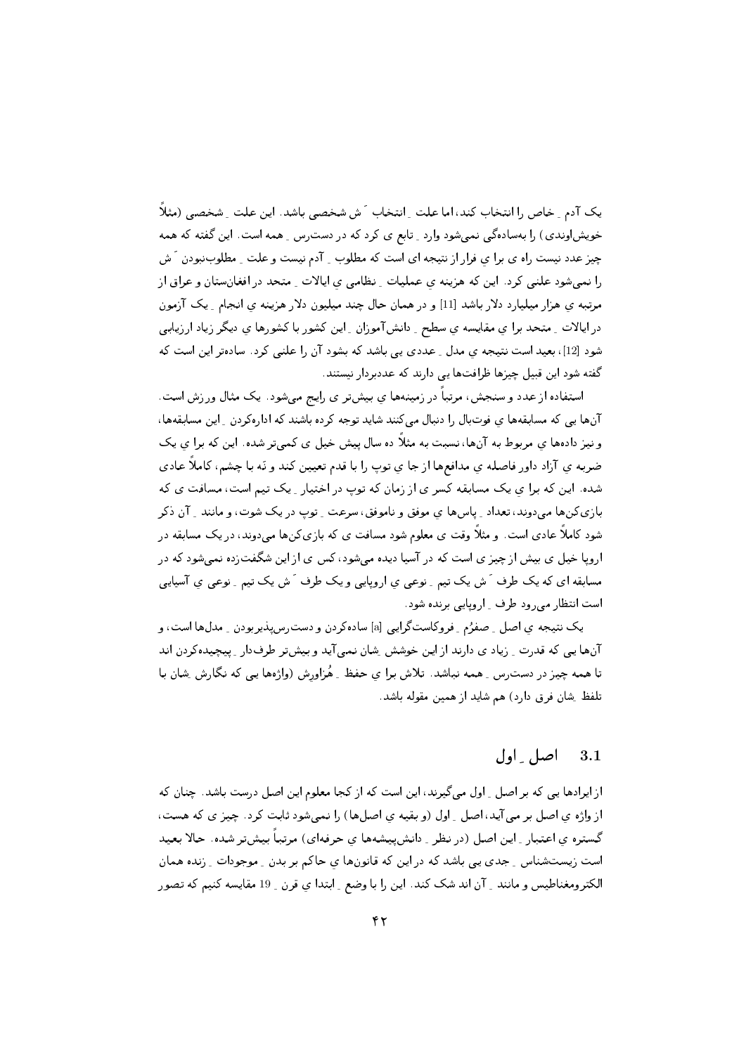یک آدم ِ خاص را انتخاب کند، اما علت ِ انتخاب َ ش شخصی باشد. این علت ِ شخصی (مثلاً خویش‌اوندی) را به‌ساده‌گی نمی‌شود وارد ِ تابع ی کرد که در دست‌رس ِ همه است. این گفته که همه چیز عدد نیست راه ی برا یِ فرار از نتیجه ای است که مطلوب ِ آدم نیست و علت ِ مطلوب‌نبودن َ ش را نمی‌شود علنی کرد. این که هزینه یِ عملیات ِ نظامی یِ ایالات ِ متحد در افغانستان و عراق از مرتبه یِ هزار میلیارد دلار باشد [11] و در همان حال چند میلیون دلار هزینه یِ انجام ِ یک آزمون در ایالات ِ متحد برا یِ مقایسه یِ سطح ِ دانش‌آموزان ِ این کشور با کشورها یِ دیگر زیاد ارزیابی شود [12]، بعید است نتیجه یِ مدل ِ عددی یی باشد که بشود آن را علنی کرد. ساده‌تر این است که گفته شود این قبیل چیزها ظرافت‌ها یی دارند که عددبردار نیستند.

استفاده از عدد و سنجش، مرتباً در زمینه‌ها یِ بیش‌تر ی رایج می‌شود. یک مثال ورزش است. آن‌ها یی که مسابقه‌ها یِ فوت‌بال را دنبال می‌کنند شاید توجه کرده باشند که اداره‌کردن ِ این مسابقه‌ها، و نیز داده‌ها یِ مربوط به آن‌ها، نسبت به مثلاً ده سال پیش خیل ی کمی‌تر شده. این که برا یِ یک ضربه یِ آزاد داور فاصله یِ مدافع‌ها از جا یِ توپ را با قدم تعیین کند و نه با چشم، کاملاً عادی شده. این که برا یِ یک مسابقه کسر ی از زمان که توپ در اختیار ِ یک تیم است، مسافت ی که بازی‌کن‌ها می‌دوند، تعداد ِ پاس‌ها یِ موفق و ناموفق، سرعت ِ توپ در یک شوت، و مانند ِ آن ذکر شود کاملاً عادی است. و مثلاً وقت ی معلوم شود مسافت ی که بازی‌کن‌ها می‌دوند، در یک مسابقه در اروپا خیل ی بیش از چیز ی است که در آسیا دیده می‌شود، کس ی از این شگفت‌زده نمی‌شود که در مسابقه ای که یک طرف َ ش یک تیم ِ نوعی یِ اروپایی و یک طرف َ ش یک تیم ِ نوعی یِ آسیایی است انتظار می‌رود طرف ِ اروپایی برنده شود.

یک نتیجه یِ اصل ِ صفرُم ِ فروکاست‌گرایی [a] ساده‌کردن و دست‌رس‌پذیربودن ِ مدل‌ها است، و آن‌ها یی که قدرت ِ زیاد ی دارند از این خوشش ِشان نمی‌آید و بیش‌تر طرف‌دار ِ پیچیده‌کردن اند تا همه چیز در دست‌رس ِ همه نباشد. تلاش برا یِ حفظ ِ هُزاورِش (واژه‌ها یی که نگارش ِشان با تلفظ ِشان فرق دارد) هم شاید از همین مقوله باشد.

## 3.1 اصل ِ اول

از ایرادها یی که بر اصل ِ اول می‌گیرند، این است که از کجا معلوم این اصل درست باشد. چنان که از واژه یِ اصل بر می‌آید، اصل ِ اول (و بقیه یِ اصل‌ها) را نمی‌شود ثابت کرد. چیز ی که هست، گستره یِ اعتبار ِ این اصل (در نظر ِ دانش‌پیشه‌ها یِ حرفه‌ای) مرتباً بیش‌تر شده. حالا بعید است زیست‌شناس ِ جدی یی باشد که در این که قانون‌ها یِ حاکم بر بدن ِ موجودات ِ زنده همان الکترومغناطیس و مانند ِ آن اند شک کند. این را با وضع ِ ابتدا یِ قرن ِ 19 مقایسه کنیم که تصور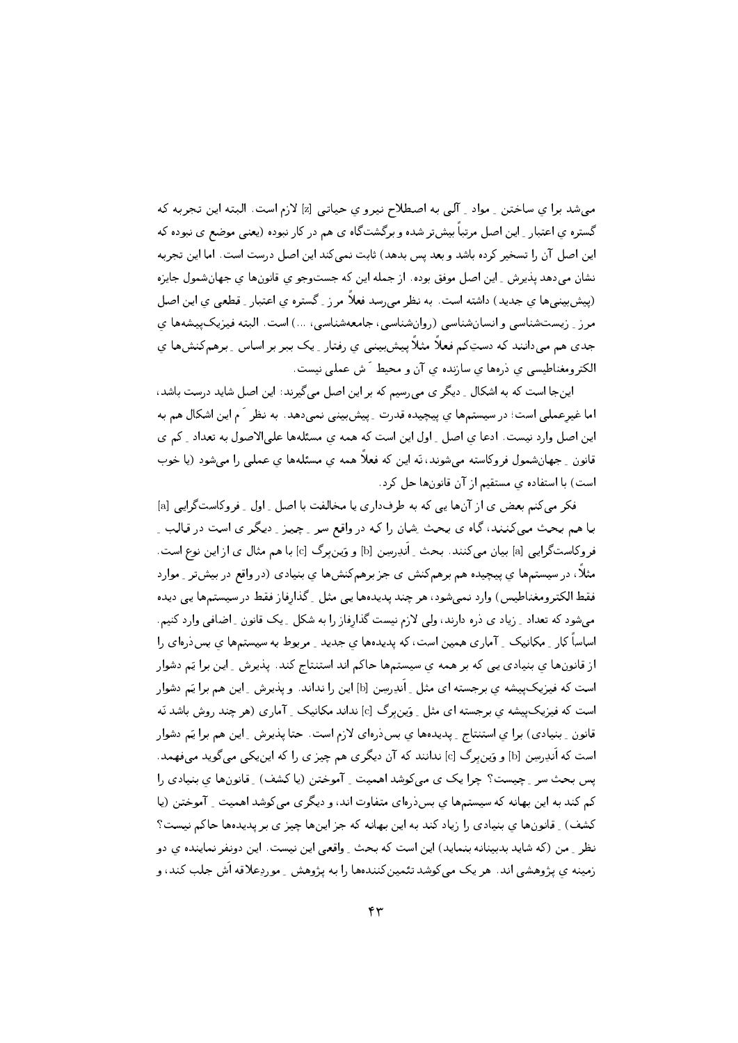می‌شد برا یِ ساختن ِ مواد ِ آلی به اصطلاح نیرو یِ حیاتی [z] لازم است. البته این تجربه که گستره یِ اعتبار ِ این اصل مرتباً بیش‌تر شده و برگشت‌گاه ی هم در کار نبوده (یعنی موضع ی نبوده که این اصل آن را تسخیر کرده باشد و بعد پس بدهد) ثابت نمی‌کند این اصل درست است. اما این تجربه نشان می‌دهد پذیرش ِ این اصل موفق بوده. از جمله این که جست‌وجو یِ قانون‌ها یِ جهان‌شمول جایزه (پیش‌بینی‌ها یِ جدید) داشته است. به نظر می‌رسد فعلاً مرز ِ گستره یِ اعتبار ِ قطعی یِ این اصل مرز ِ زیست‌شناسی و انسان‌شناسی (روان‌شناسی، جامعه‌شناسی، ...) است. البته فیزیک‌پیشه‌ها یِ جدی هم می‌دانند که دستِ‌کم فعلاً مثلاً پیش‌بینی یِ رفتار ِ یک ببر بر اساس ِ برهم‌کنش‌ها یِ الکترومغناطیسی یِ ذره‌ها یِ سازنده یِ آن و محیط َ ش عملی نیست.

این‌جا است که به اشکال ِ دیگر ی می‌رسیم که بر این اصل می‌گیرند: این اصل شاید درست باشد، اما غیرعملی است؛ در سیستم‌ها یِ پیچیده قدرت ِ پیش‌بینی نمی‌دهد. به نظر َ م این اشکال هم به این اصل وارد نیست. ادعا یِ اصل ِ اول این است که همه یِ مسئله‌ها علی‌الاصول به تعداد ِ کم ی قانون ِ جهان‌شمول فروکاسته می‌شوند، نَه این که فعلاً همه یِ مسئله‌ها یِ عملی را می‌شود (یا خوب است) با استفاده یِ مستقیم از آن قانون‌ها حل کرد.

فکر می‌کنم بعض ی از آن‌ها یی که به طرف‌داری یا مخالفت با اصل ِ اول ِ فروکاست‌گرایی [a] با هم بحث می‌کنند، گاه ی بحث ِ شان را که در واقع سر ِ چیز ِ دیگر ی است در قالب ِ فروکاست‌گرایی [a] بیان می‌کنند. بحث ِ اَندرسن [b] و وَین‌برگ [c] با هم مثال ی از این نوع است. مثلاً، در سیستم‌ها یِ پیچیده هم برهم‌کنش ی جز برهم‌کنش‌ها یِ بنیادی (در واقع در بیش‌تر ِ موارد فقط الکترومغناطیس) وارد نمی‌شود، هر چند پدیده‌ها یی مثل ِ گذارِفاز فقط در سیستم‌ها یی دیده می‌شود که تعداد ِ زیاد ی ذره دارند، ولی لازم نیست گذارِفاز را به شکل ِ یک قانون ِ اضافی وارد کنیم. اساساً کار ِ مکانیک ِ آماری همین است، که پدیده‌ها یِ جدید ِ مربوط به سیستم‌ها یِ بس‌ذره‌ای را از قانون‌ها یِ بنیادی یی که بر همه یِ سیستم‌ها حاکم اند استنتاج کند. پذیرش ِ این برا یَم دشوار است که فیزیک‌پیشه یِ برجسته ای مثل ِ اَندرسن [b] این را نداند. و پذیرش ِ این هم برا یَم دشوار است که فیزیک‌پیشه یِ برجسته ای مثل ِ وَین‌برگ [c] نداند مکانیک ِ آماری (هر چند روش باشد نَه قانون ِ بنیادی) برا یِ استنتاج ِ پدیده‌ها یِ بس‌ذره‌ای لازم است. حتا پذیرش ِ این هم برا یَم دشوار است که اَندرسن [b] و وَین‌برگ [c] ندانند که آن دیگری هم چیز ی را که این‌یکی می‌گوید می‌فهمد. پس بحث سر ِ چیست؟ چرا یک ی می‌کوشد اهمیت ِ آموختن (یا کشف) ِ قانون‌ها یِ بنیادی را کم کند به این بهانه که سیستم‌ها یِ بس‌ذره‌ای متفاوت اند، و دیگری می‌کوشد اهمیت ِ آموختن (یا کشف) ِ قانون‌ها یِ بنیادی را زیاد کند به این بهانه که جز این‌ها چیز ی بر پدیده‌ها حاکم نیست؟ نظر ِ من (که شاید بدبینانه بنماید) این است که بحث ِ واقعی این نیست. این دونفر نماینده یِ دو زمینه یِ پژوهشی اند. هر یک می‌کوشد تئمین‌کننده‌ها را به پژوهش ِ موردِعلاقه اَش جلب کند، و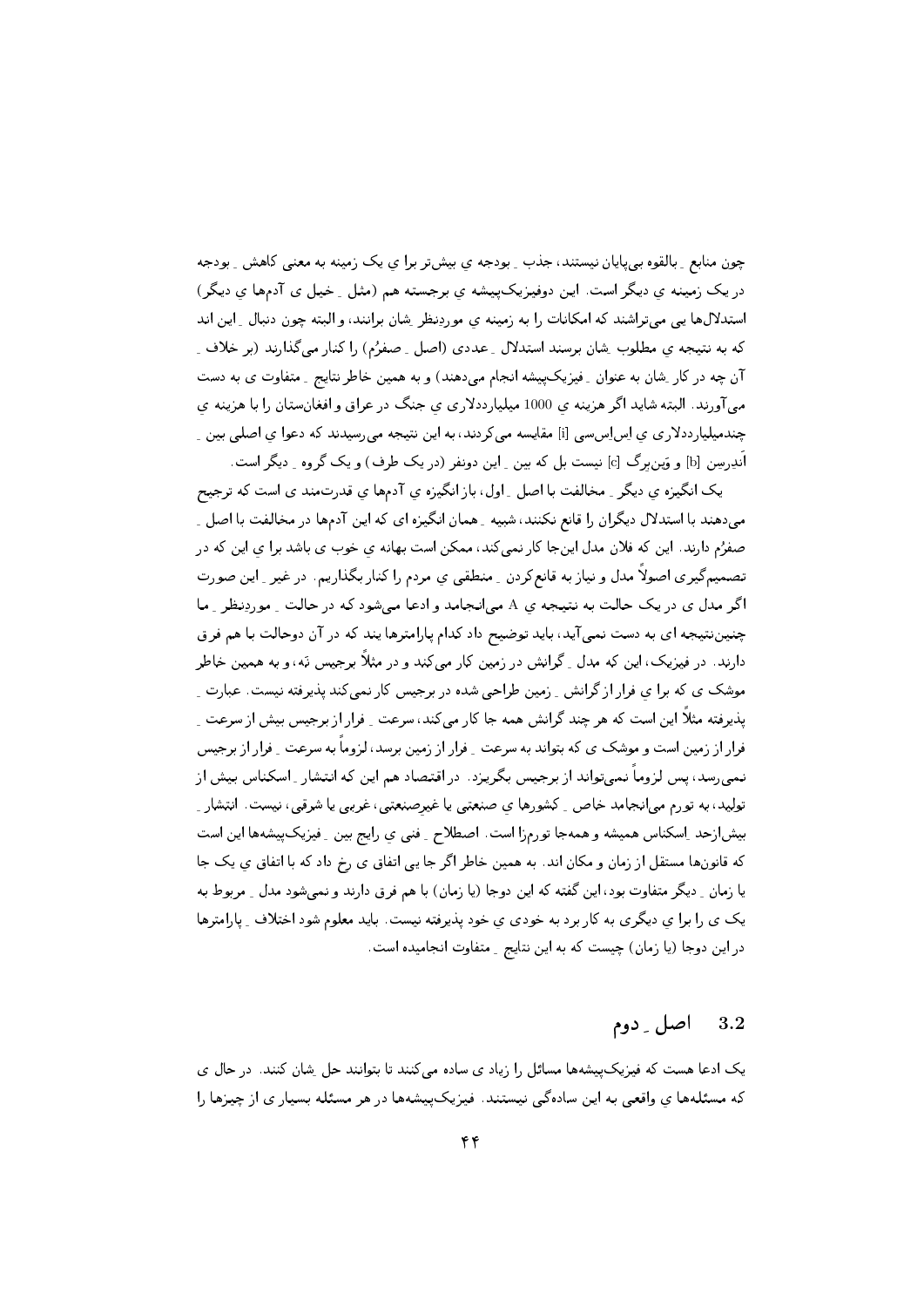چون منابع ِ بالقوه بی‌پایان نیستند، جذب ِ بودجه ی بیش‌تر برا ی یک زمینه به معنی کاهش ِ بودجه در یک زمینه ی دیگر است. این دوفیزیک‌پیشه ی برجسته هم (مثل ِ خیل ی آدم‌ها ی دیگر) استدلال‌ها یی می‌تراشند که امکانات را به زمینه ی موردنظر ِشان برانند، و البته چون دنبال ِ این اند که به نتیجه ی مطلوب ِشان برسند استدلال ِ عددی (اصل ِ صفرُم) را کنار می‌گذارند (بر خلاف ِ آن چه در کار ِشان به عنوان ِ فیزیک‌پیشه انجام می‌دهند) و به همین خاطر نتایج ِ متفاوت ی به دست می‌آورند. البته شاید اگر هزینه ی 1000 میلیارددلاری ی جنگ در عراق و افغانستان را با هزینه ی چندمیلیارددلاری ی اِس‌اِس‌سی [i] مقایسه می‌کردند، به این نتیجه می‌رسیدند که دعوا ی اصلی بین ِ اَندرسن [b] و وَین‌برگ [c] نیست بل که بین ِ این دونفر (در یک طرف) و یک گروه ِ دیگر است.

یک انگیزه ی دیگر ِ مخالفت با اصل ِ اول، باز انگیزه ی آدم‌ها ی قدرت‌مند ی است که ترجیح می‌دهند با استدلال دیگران را قانع نکنند، شبیه ِ همان انگیزه ای که این آدم‌ها در مخالفت با اصل ِ صفرُم دارند. این که فلان مدل این‌جا کار نمی‌کند، ممکن است بهانه ی خوب ی باشد برا ی این که در تصمیم‌گیری اصولاً مدل و نیاز به قانع‌کردن ِ منطقی ی مردم را کنار بگذاریم. در غیر ِ این صورت اگر مدل ی در یک حالت به نتیجه ی A می‌انجامد و ادعا می‌شود که در حالت ِ موردنظر ِ ما چنین‌نتیجه ای به دست نمی‌آید، باید توضیح داد کدام پارامترها یند که در آن دوحالت با هم فرق دارند. در فیزیک، این که مدل ِ گرانش در زمین کار می‌کند و در مثلاً برجیس نَه، و به همین خاطر موشک ی که برا ی فرار از گرانش ِ زمین طراحی شده در برجیس کار نمی‌کند پذیرفته نیست. عبارت ِ پذیرفته مثلاً این است که هر چند گرانش همه جا کار می‌کند، سرعت ِ فرار از برجیس بیش از سرعت ِ فرار از زمین است و موشک ی که بتواند به سرعت ِ فرار از زمین برسد، لزوماً به سرعت ِ فرار از برجیس نمی‌رسد، پس لزوماً نمی‌تواند از برجیس بگریزد. در اقتصاد هم این که انتشار ِ اسکناس بیش از تولید، به تورم می‌انجامد خاص ِ کشورها ی صنعتی یا غیرصنعتی، غربی یا شرقی، نیست. انتشار ِ بیش‌ازحد ِاسکناس همیشه و همه‌جا تورم‌زا است. اصطلاح ِ فنی یِ رایج بین ِ فیزیک‌پیشه‌ها این است که قانون‌ها مستقل از زمان و مکان اند. به همین خاطر اگر جا یی اتفاق ی رخ داد که با اتفاق ی یک جا یا زمان ِ دیگر متفاوت بود، این گفته که این دوجا (یا زمان) با هم فرق دارند و نمی‌شود مدل ِ مربوط به یک ی را برا ی دیگری به کار برد به خودی ی خود پذیرفته نیست. باید معلوم شود اختلاف ِ پارامترها در این دوجا (یا زمان) چیست که به این نتایج ِ متفاوت انجامیده است.

## 3.2 اصل ِ دوم

یک ادعا هست که فیزیک‌پیشه‌ها مسائل را زیاد ی ساده می‌کنند تا بتوانند حل ِشان کنند. در حال ی که مسئله‌ها ی واقعی به این ساده‌گی نیستند. فیزیک‌پیشه‌ها در هر مسئله بسیار ی از چیزها را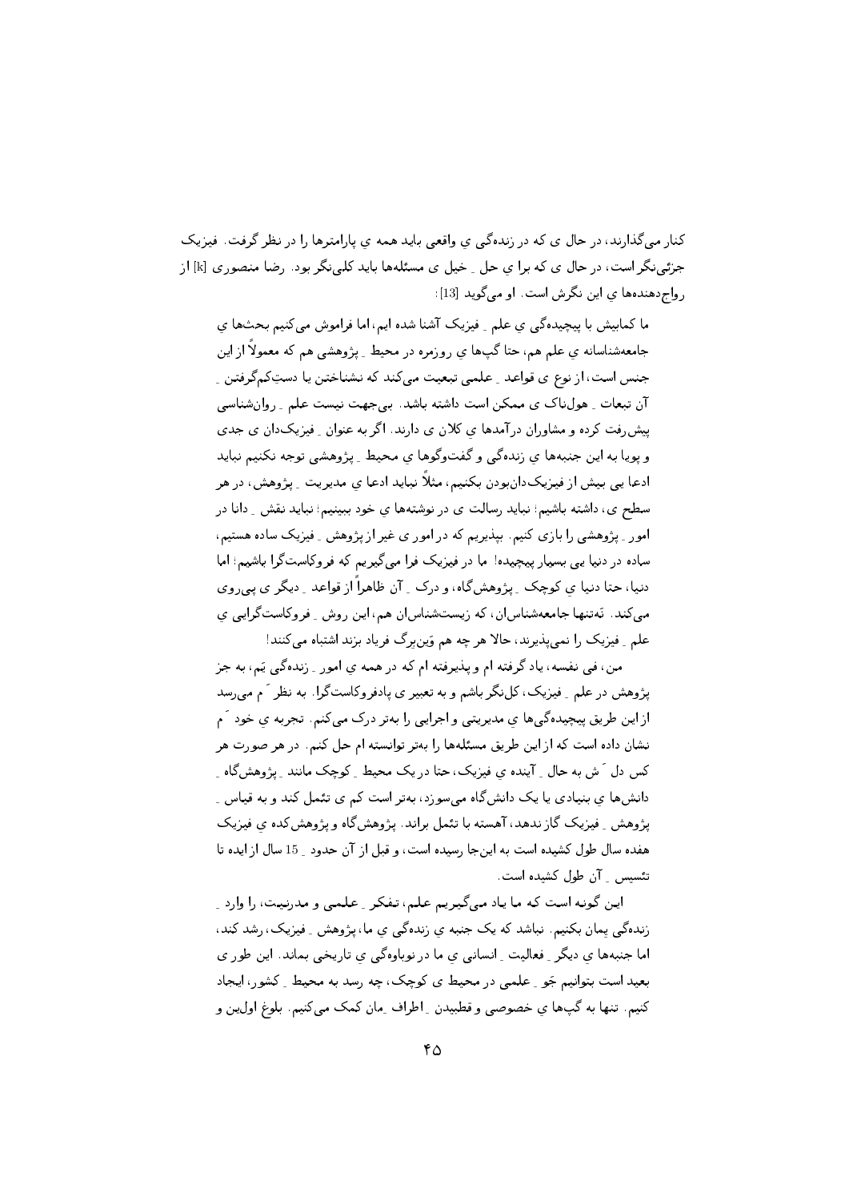کنار می‌گذارند، در حال ی که در زنده‌گی ی واقعی باید همه ی پارامترها را در نظر گرفت. فیزیک جزئی‌نگر است، در حال ی که برا ی حل ـ خیل ی مسئله‌ها باید کلی‌نگر بود. رضا منصوری [k] از رواج‌دهنده‌ها ی این نگرش است. او می‌گوید [13]:

> ما کمابیش با پیچیده‌گی ی علم ـ فیزیک آشنا شده ایم، اما فراموش می‌کنیم بحث‌ها ی جامعه‌شناسانه ی علم هم، حتا گپ‌ها ی روزمره در محیط ـ پژوهشی هم که معمولاً از این جنس است، از نوع ی قواعد ـ علمی تبعیت می‌کند که نشناختن یا دستِ‌کم‌گرفتن ـ آن تبعات ـ هول‌ناک ی ممکن است داشته باشد. بی‌جهت نیست علم ـ روان‌شناسی پیش‌رفت کرده و مشاوران درآمدها ی کلان ی دارند. اگر به عنوان ـ فیزیک‌دان ی جدی و پویا به این جنبه‌ها ی زنده‌گی و گفت‌وگوها ی محیط ـ پژوهشی توجه نکنیم نباید ادعا یی بیش از فیزیک‌دان‌بودن بکنیم، مثلاً نباید ادعا ی مدیریت ـ پژوهش، در هر سطح ی، داشته باشیم؛ نباید رسالت ی در نوشته‌ها ی خود ببینیم؛ نباید نقش ـ دانا در امور ـ پژوهشی را بازی کنیم. بپذیریم که در امور ی غیر از پژوهش ـ فیزیک ساده هستیم، ساده در دنیا یی بسیار پیچیده! ما در فیزیک فرا می‌گیریم که فروکاست‌گرا باشیم؛ اما دنیا، حتا دنیا ی کوچک ـ پژوهش‌گاه، و درک ـ آن ظاهراً از قواعد ـ دیگر ی پی‌روی می‌کند. نه‌تنها جامعه‌شناس‌ان، که زیست‌شناس‌ان هم، این روش ـ فروکاست‌گرایی ی علم ـ فیزیک را نمی‌پذیرند، حالا هر چه هم وَین‌برگ فریاد بزند اشتباه می‌کنند!
>
> من، فی نفسه، یاد گرفته ام و پذیرفته ام که در همه ی امور ـ زنده‌گی یَم، به جز پژوهش در علم ـ فیزیک، کل‌نگر باشم و به تعبیر ی پادفروکاست‌گرا. به نظر َ م می‌رسد از این طریق پیچیده‌گی‌ها ی مدیریتی و اجرایی را به‌تر درک می‌کنم. تجربه ی خود َ م نشان داده است که از این طریق مسئله‌ها را به‌تر توانسته ام حل کنم. در هر صورت هر کس دل َ ش به حال ـ آینده ی فیزیک، حتا در یک محیط ـ کوچک مانند ـ پژوهش‌گاه ـ دانش‌ها ی بنیادی یا یک دانش‌گاه می‌سوزد، به‌تر است کم ی تئمل کند و به قیاس ـ پژوهش ـ فیزیک گاز ندهد، آهسته با تئمل براند. پژوهش‌گاه و پژوهش‌کده ی فیزیک هفده سال طول کشیده است به این‌جا رسیده است، و قبل از آن حدود ـ 15 سال از ایده تا تئسیس ـ آن طول کشیده است.
>
> این گونه است که ما یاد می‌گیریم علم، تفکر ـ علمی و مدرنیت، را وارد ـ زنده‌گی یمان بکنیم. نباشد که یک جنبه ی زنده‌گی ی ما، پژوهش ـ فیزیک، رشد کند، اما جنبه‌ها ی دیگر ـ فعالیت ـ انسانی ی ما در نوباوه‌گی ی تاریخی بماند. این طور ی بعید است بتوانیم جَو ـ علمی در محیط ی کوچک، چه رسد به محیط ـ کشور، ایجاد کنیم. تنها به گپ‌ها ی خصوصی و قطبیدن ـ اطراف ـمان کمک می‌کنیم. بلوغ اول‌ین و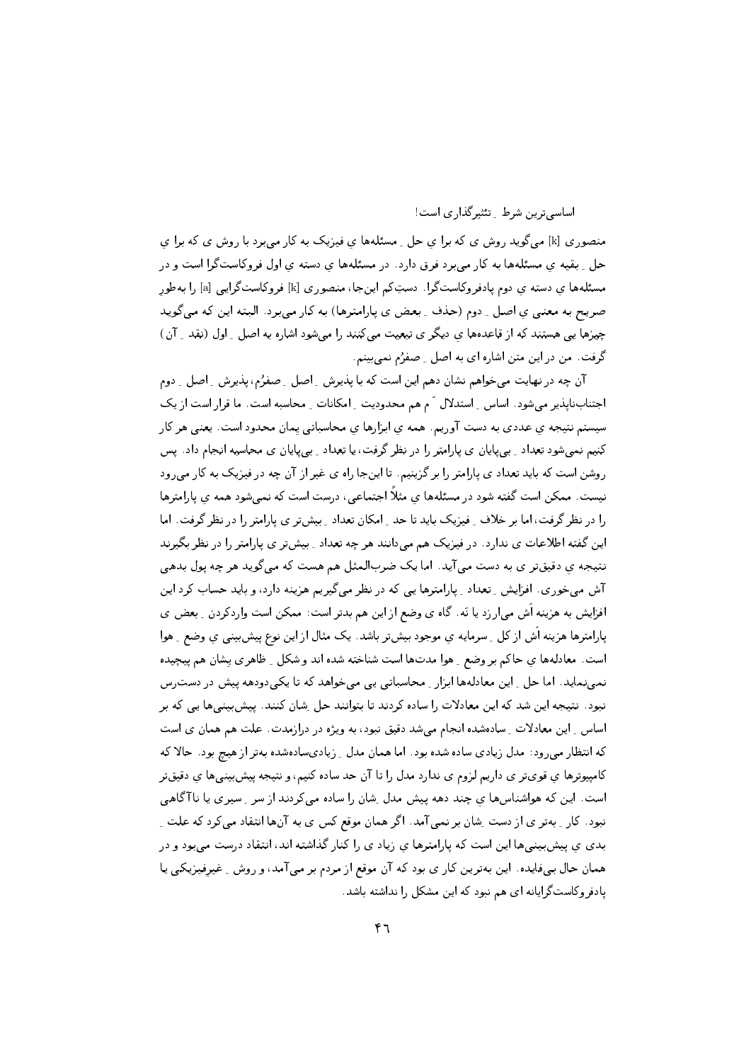منصوری [k] می‌گوید روش ی که برا ی حل ِ مسئله‌ها ی فیزیک به کار می‌برد با روش ی که برا ی حل ِ بقیه ی مسئله‌ها به کار می‌برد فرق دارد. در مسئله‌ها ی دسته ی اول فروکاست‌گرا است و در مسئله‌ها ی دسته ی دوم پادفروکاست‌گرا. دست‌ِکم این‌جا، منصوری [k] فروکاست‌گرایی [a] را به‌طورِ صریح به معنی ی اصل ِ دوم (حذف ِ بعض ی پارامترها) به کار می‌برد. البته این که می‌گوید چیزها یی هستند که از قاعده‌ها ی دیگر ی تبعیت می‌کنند را می‌شود اشاره به اصل ِ اول (نقد ِ آن) گرفت. من در این متن اشاره ای به اصل ِ صفرُم نمی‌بینم.

آن چه در نهایت می‌خواهم نشان دهم این است که با پذیرش ِ اصل ِ صفرُم، پذیرش ِ اصل ِ دوم اجتناب‌ناپذیر می‌شود. اساس ِ استدلال َم هم محدودیت ِ امکانات ِ محاسبه است. ما قرار است از یک سیستم نتیجه ی عددی به دست آوریم. همه ی ابزارها ی محاسباتی‌مان محدود است. یعنی هر کار کنیم نمی‌شود تعداد ِ بی‌پایان ی پارامتر را در نظر گرفت، یا تعداد ِ بی‌پایان ی محاسبه انجام داد. پس روشن است که باید تعداد ی پارامتر را برگزینیم. تا این‌جا راه ی غیر از آن چه در فیزیک به کار می‌رود نیست. ممکن است گفته شود در مسئله‌ها ی مثلاً اجتماعی، درست است که نمی‌شود همه ی پارامترها را در نظر گرفت، اما بر خلاف ِ فیزیک باید تا حد ِ امکان تعداد ِ بیش‌تر ی پارامتر را در نظر گرفت. اما این گفته اطلاعات ی ندارد. در فیزیک هم می‌دانند هر چه تعداد ِ بیش‌تر ی پارامتر را در نظر بگیرند نتیجه ی دقیق‌تر ی به دست می‌آید. اما یک ضرب‌المثل هم هست که می‌گوید هر چه پول بدهی آش می‌خوری. افزایش ِ تعداد ِ پارامترها یی که در نظر می‌گیریم هزینه دارد، و باید حساب کرد این افزایش به هزینه اَش می‌ارزد یا نَه. گاه ی وضع از این هم بدتر است: ممکن است واردکردن ِ بعض ی پارامترها هزینه اَش از کل ِ سرمایه ی موجود بیش‌تر باشد. یک مثال از این نوع پیش‌بینی ی وضع ِ هوا است. معادله‌ها ی حاکم بر وضع ِ هوا مدت‌ها است شناخته شده اند و شکل ِ ظاهری‌شان هم پیچیده نمی‌نماید. اما حل ِ این معادله‌ها ابزار ِ محاسباتی یی می‌خواهد که تا یکی‌دودهه پیش در دست‌رس نبود. نتیجه این شد که این معادلات را ساده کردند تا بتوانند حل ِشان کنند. پیش‌بینی‌ها یی که بر اساس ِ این معادلات ِ ساده‌شده انجام می‌شد دقیق نبود، به ویژه در درازمدت. علت هم همان ی است که انتظار می‌رود: مدل زیادی ساده شده بود. اما همان مدل ِ زیادی‌ساده‌شده به‌تر از هیچ بود. حالا که کامپیوترها ی قوی‌تر ی داریم لزوم ی ندارد مدل را تا آن حد ساده کنیم، و نتیجه پیش‌بینی‌ها ی دقیق‌تر است. این که هواشناس‌ها ی چند دهه پیش مدل ِشان را ساده می‌کردند از سر ِ سیری یا ناآگاهی نبود. کار ِ به‌تر ی از دست ِشان بر نمی‌آمد. اگر همان موقع کس ی به آن‌ها انتقاد می‌کرد که علت ِ بدی ی پیش‌بینی‌ها این است که پارامترها ی زیاد ی را کنار گذاشته اند، انتقاد درست می‌بود و در همان حال بی‌فایده. این به‌ترین کار ی بود که آن موقع از مردم بر می‌آمد، و روش ِ غیرفیزیکی یا پادفروکاست‌گرایانه ای هم نبود که این مشکل را نداشته باشد.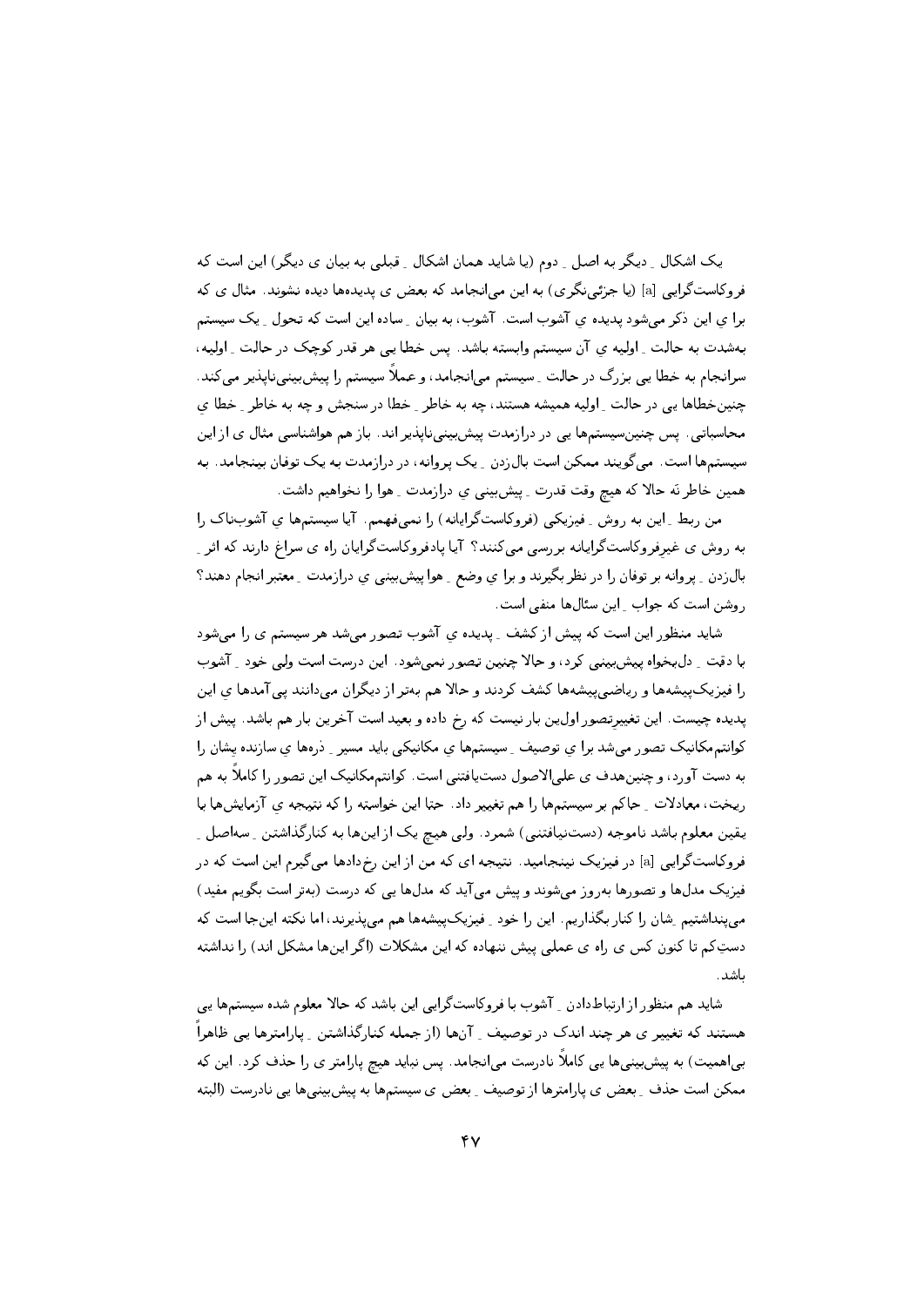یک اشکال ـ دیگر به اصل ـ دوم (یا شاید همان اشکال ـ قبلی به بیان ی دیگر) این است که فروکاست‌گرایی [a] (یا جزئی‌نگری) به این می‌انجامد که بعض ی پدیده‌ها دیده نشوند. مثال ی که برا ی این ذکر می‌شود پدیده ی آشوب است. آشوب، به بیان ـ ساده این است که تحول ـ یک سیستم به‌شدت به حالت ـ اولیه ی آن سیستم وابسته باشد. پس خطا یی هر قدر کوچک در حالت ـ اولیه، سرانجام به خطا یی بزرگ در حالت ـ سیستم می‌انجامد، و عملاً سیستم را پیش‌بینی‌ناپذیر می‌کند. چنین‌خطاها یی در حالت ـ اولیه همیشه هستند، چه به خاطر ـ خطا در سنجش و چه به خاطر ـ خطا ی محاسباتی. پس چنین‌سیستم‌ها یی در درازمدت پیش‌بینی‌ناپذیر اند. باز هم هواشناسی مثال ی از این سیستم‌ها است. می‌گویند ممکن است بال‌زدن ـ یک پروانه، در درازمدت به یک توفان بینجامد. به همین خاطر نَه حالا که هیچ وقت قدرت ـ پیش‌بینی ی درازمدت ـ هوا را نخواهیم داشت.

من ربط ـ این به روش ـ فیزیکی (فروکاست‌گرایانه) را نمی‌فهمم. آیا سیستم‌ها ی آشوب‌ناک را به روش ی غیرفروکاست‌گرایانه بررسی می‌کنند؟ آیا پادفروکاست‌گرایان راه ی سراغ دارند که اثر ـ بال‌زدن ـ پروانه بر توفان را در نظر بگیرند و برا ی وضع ـ هوا پیش‌بینی ی درازمدت ـ معتبر انجام دهند؟ روشن است که جواب ـ این سئال‌ها منفی است.

شاید منظور این است که پیش از کشف ـ پدیده ی آشوب تصور می‌شد هر سیستم ی را می‌شود با دقت ـ دل‌بخواه پیش‌بینی کرد، و حالا چنین تصور نمی‌شود. این درست است ولی خود ـ آشوب را فیزیک‌پیشه‌ها و ریاضی‌پیشه‌ها کشف کردند و حالا هم به‌تر از دیگران می‌دانند پی‌آمدها ی این پدیده چیست. این تغییرتصور اول‌ین بار نیست که رخ داده و بعید است آخرین بار هم باشد. پیش از کوانتم‌مکانیک تصور می‌شد برا ی توصیف ـ سیستم‌ها ی مکانیکی باید مسیر ـ ذره‌ها ی سازنده ی‌شان را به دست آورد، و چنین‌هدف ی علی‌الاصول دست‌یافتنی است. کوانتم‌مکانیک این تصور را کاملاً به هم ریخت، معادلات ـ حاکم بر سیستم‌ها را هم تغییر داد. حتا این خواسته را که نتیجه ی آزمایش‌ها با یقین معلوم باشد ناموجه (دست‌نیافتنی) شمرد. ولی هیچ یک از این‌ها به کنارگذاشتن ـ سه‌اصل ـ فروکاست‌گرایی [a] در فیزیک نینجامید. نتیجه ای که من از این رخ‌دادها می‌گیرم این است که در فیزیک مدل‌ها و تصورها به‌روز می‌شوند و پیش می‌آید که مدل‌ها یی که درست (به‌تر است بگویم مفید) می‌پنداشتیم ـشان را کنار بگذاریم. این را خود ـ فیزیک‌پیشه‌ها هم می‌پذیرند، اما نکته این‌جا است که دست‌کم تا کنون کس ی راه ی عملی پیش ننهاده که این مشکلات (اگر این‌ها مشکل اند) را نداشته باشد.

شاید هم منظور از ارتباط‌دادن ـ آشوب با فروکاست‌گرایی این باشد که حالا معلوم شده سیستم‌ها یی هستند که تغییر ی هر چند اندک در توصیف ـ آن‌ها (از جمله کنارگذاشتن ـ پارامترها یی ظاهراً بی‌اهمیت) به پیش‌بینی‌ها یی کاملاً نادرست می‌انجامد. پس نباید هیچ پارامتر ی را حذف کرد. این که ممکن است حذف ـ بعض ی پارامترها از توصیف ـ بعض ی سیستم‌ها به پیش‌بینی‌ها یی نادرست (البته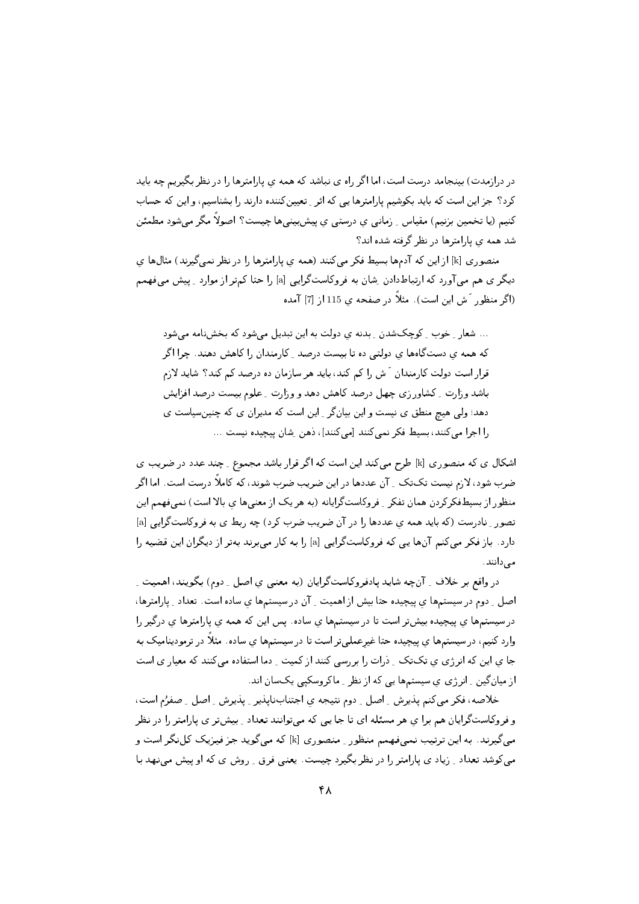در درازمدت) بینجامد درست است، اما اگر راه ی نباشد که همه ی پارامترها را در نظر بگیریم چه باید کرد؟ جز این است که باید بکوشیم پارامترها یی که اثر ِ تعیین‌کننده دارند را بشناسیم، و این که حساب کنیم (یا تخمین بزنیم) مقیاس ِ زمانی ی درستی ی پیش‌بینی‌ها چیست؟ اصولاً مگر می‌شود مطمئن شد همه ی پارامترها در نظر گرفته شده اند؟

منصوری [k] از این که آدم‌ها بسیط فکر می‌کنند (همه ی پارامترها را در نظر نمی‌گیرند) مثال‌ها ی دیگر ی هم می‌آورد که ارتباط‌دادن ِشان به فروکاست‌گرایی [a] را حتا کم‌تر از موارد ِ پیش می‌فهمم (اگر منظور َ ش این است). مثلاً در صفحه ی 115 از [7] آمده

> ... شعار ِ خوب ِ کوچک‌شدن ِ بدنه ی دولت به این تبدیل می‌شود که بخش‌نامه می‌شود که همه ی دست‌گاه‌ها ی دولتی ده تا بیست درصد ِ کارمندان را کاهش دهند. چرا اگر قرار است دولت کارمندان َ ش را کم کند، باید هر سازمان ده درصد کم کند؟ شاید لازم باشد وزارت ِ کشاورزی چهل درصد کاهش دهد و وزارت ِ علوم بیست درصد افزایش دهد؛ ولی هیچ منطق ی نیست و این بیان‌گر ِ این است که مدیران ی که چنین‌سیاست ی را اجرا می‌کنند، بسیط فکر نمی‌کنند [می‌کنند]، ذهن ِشان پیچیده نیست ...

اشکال ی که منصوری [k] طرح می‌کند این است که اگر قرار باشد مجموع ِ چند عدد در ضریب ی ضرب شود، لازم نیست تک‌تک ِ آن عددها در این ضریب ضرب شوند، که کاملاً درست است. اما اگر منظور از بسیط‌فکرکردن همان تفکر ِ فروکاست‌گرایانه (به هر یک از معنی‌ها ی بالا است) نمی‌فهمم این تصور ِ نادرست (که باید همه ی عددها را در آن ضریب ضرب کرد) چه ربط ی به فروکاست‌گرایی [a] دارد. باز فکر می‌کنم آن‌ها یی که فروکاست‌گرایی [a] را به کار می‌برند به‌تر از دیگران این قضیه را می‌دانند.

در واقع بر خلاف ِ آن‌چه شاید پادفروکاست‌گرایان (به معنی ی اصل ِ دوم) بگویند، اهمیت ِ اصل ِ دوم در سیستم‌ها ی پیچیده حتا بیش از اهمیت ِ آن در سیستم‌ها ی ساده است. تعداد ِ پارامترها، درسیستم‌ها ی پیچیده بیش‌تر است تا در سیستم‌ها ی ساده. پس این که همه ی پارامترها ی درگیر را وارد کنیم، درسیستم‌ها ی پیچیده حتا غیرعملی‌تر است تا در سیستم‌ها ی ساده. مثلاً در ترمودینامیک به جا ی این که انرژی ی تک‌تک ِ ذرات را بررسی کنند از کمیت ِ دما استفاده می‌کنند که معیار ی است از میان‌گین ِ انرژی ی سیستم‌ها یی که از نظر ِ ماکروسکپی یک‌سان اند.

خلاصه، فکر می‌کنم پذیرش ِ اصل ِ دوم نتیجه ی اجتناب‌ناپذیر ِ پذیرش ِ اصل ِ صفرُم است، و فروکاست‌گرایان هم برا ی هر مسئله ای تا جا یی که می‌توانند تعداد ِ بیش‌تر ی پارامتر را در نظر می‌گیرند. به این ترتیب نمی‌فهمم منظور ِ منصوری [k] که می‌گوید جز فیزیک کل‌نگر است و می‌کوشد تعداد ِ زیاد ی پارامتر را در نظر بگیرد چیست. یعنی فرق ِ روش ی که او پیش می‌نهد با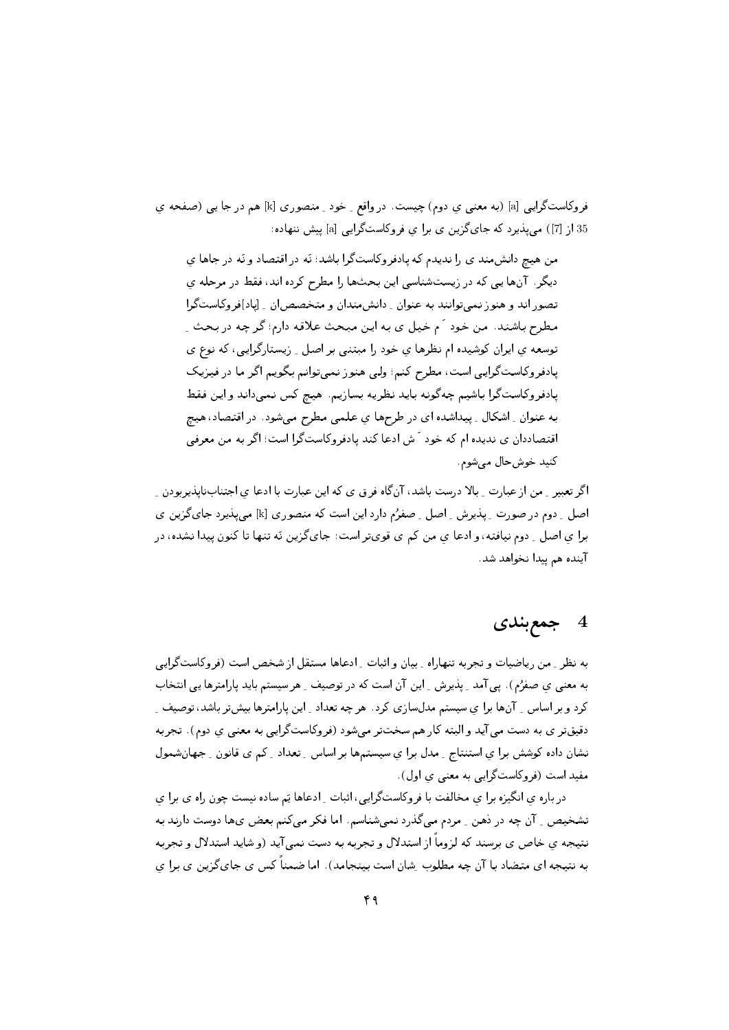فروکاست‌گرایی [a] (به معنی ی دوم) چیست. در واقع ِ خود ِ منصوری [k] هم در جا یی (صفحه ی 35 از [7]) می‌پذیرد که جای‌گزین ی برا ی فروکاست‌گرایی [a] پیش ننهاده:

> من هیچ دانش‌مند ی را ندیدم که پادفروکاست‌گرا باشد؛ نَه در اقتصاد و نَه در جاها ی دیگر. آن‌ها یی که در زیست‌شناسی این بحث‌ها را مطرح کرده اند، فقط در مرحله ی تصور اند و هنوز نمی‌توانند به عنوان ِ دانش‌مندان و متخصصان ِ [پاد]فروکاست‌گرا مطرح باشند. من خود َم خیل ی به این مبحث علاقه دارم؛ گر چه در بحث ِ توسعه ی ایران کوشیده ام نظرها ی خود را مبتنی بر اصل ِ زیستارگرایی، که نوع ی پادفروکاست‌گرایی است، مطرح کنم؛ ولی هنوز نمی‌توانم بگویم اگر ما در فیزیک پادفروکاست‌گرا باشیم چه‌گونه باید نظریه بسازیم. هیچ کس نمی‌داند و این فقط به عنوان ِ اشکال ِ پیداشده ای در طرح‌ها ی علمی مطرح می‌شود. در اقتصاد، هیچ اقتصاددان ی ندیده ام که خود َش ادعا کند پادفروکاست‌گرا است؛ اگر به من معرفی کنید خوش‌حال می‌شوم.

اگر تعبیر ِ من از عبارت ِ بالا درست باشد، آن‌گاه فرق ی که این عبارت با ادعا ی اجتناب‌ناپذیربودن ِ اصل ِ دوم در صورت ِ پذیرش ِ اصل ِ صفرُم دارد این است که منصوری [k] می‌پذیرد جای‌گزین ی برا ی اصل ِ دوم نیافته، و ادعا ی من کم ی قوی‌تر است: جای‌گزین نَه تنها تا کنون پیدا نشده، در آینده هم پیدا نخواهد شد.

# 4 جمع‌بندی

به نظر ِ من ریاضیات و تجربه تنهاراه ِ بیان و اثبات ِ ادعاها مستقل از شخص است (فروکاست‌گرایی به معنی ی صفرُم). پی‌آمد ِ پذیرش ِ این آن است که در توصیف ِ هر سیستم باید پارامترها یی انتخاب کرد و بر اساس ِ آن‌ها برا ی سیستم مدل‌سازی کرد. هر چه تعداد ِ این پارامترها بیش‌تر باشد، توصیف ِ دقیق‌تر ی به دست می‌آید و البته کار هم سخت‌تر می‌شود (فروکاست‌گرایی به معنی ی دوم). تجربه نشان داده کوشش برا ی استنتاج ِ مدل برا ی سیستم‌ها بر اساس ِ تعداد ِ کم ی قانون ِ جهان‌شمول مفید است (فروکاست‌گرایی به معنی ی اول).

در باره ی انگیزه برا ی مخالفت با فروکاست‌گرایی، اثبات ِ ادعاها یَم ساده نیست چون راه ی برا ی تشخیص ِ آن چه در ذهن ِ مردم می‌گذرد نمی‌شناسم. اما فکر می‌کنم بعض ی‌ها دوست دارند به نتیجه ی خاص ی برسند که لزوماً از استدلال و تجربه به دست نمی‌آید (و شاید استدلال و تجربه به نتیجه ای متضاد با آن چه مطلوب ِشان است بینجامد). اما ضمناً کس ی جای‌گزین ی برا ی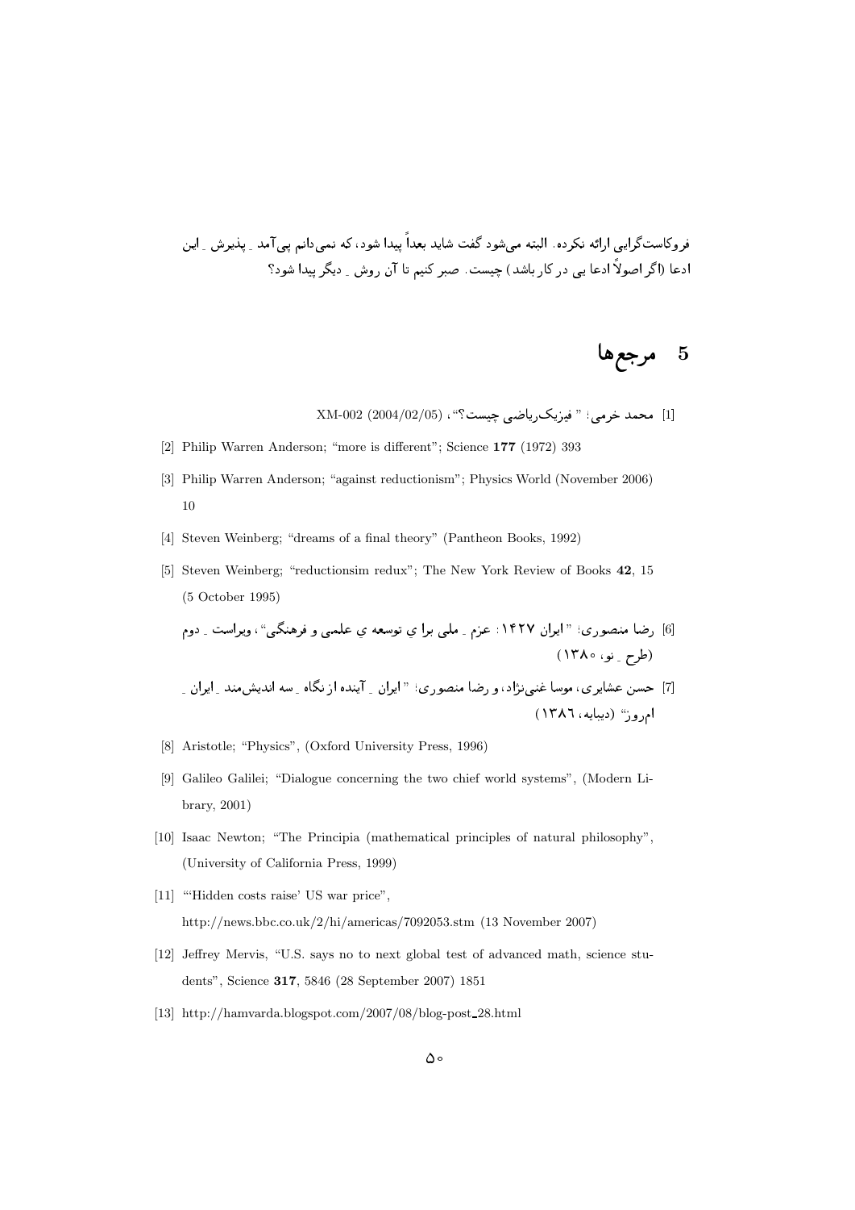فروکاست‌گرایی ارائه نکرده. البته می‌شود گفت شاید بعداً پیدا شود، که نمی‌دانم پی‌آمد ـِ پذیرش ـِ این ادعا (اگر اصولاً ادعا یی در کار باشد) چیست. صبر کنیم تا آن روش ـِ دیگر پیدا شود؟

## 5 مرجع‌ها

[1] محمد خرمی؛ " فیزیک‌ریاضی چیست؟"، (XM-002 (2004/02/05

[2] Philip Warren Anderson; "more is different"; Science **177** (1972) 393

[3] Philip Warren Anderson; "against reductionism"; Physics World (November 2006) 10

[4] Steven Weinberg; "dreams of a final theory" (Pantheon Books, 1992)

[5] Steven Weinberg; "reductionsim redux"; The New York Review of Books **42**, 15 (5 October 1995)

[6] رضا منصوری؛ " ایران ۱۴۲۷: عزم ـِ ملی برا ی توسعه ی علمی و فرهنگی"، ویراست ـِ دوم (طرح ـِ نو، ۱۳۸۰)

[7] حسن عشایری، موسا غنی‌نژاد، و رضا منصوری؛ " ایران ـِ آینده از نگاه ـِ سه اندیش‌مند ـِ ایران ـِ ام‌روز" (دیبایه، ۱۳۸٦)

[8] Aristotle; "Physics", (Oxford University Press, 1996)

[9] Galileo Galilei; "Dialogue concerning the two chief world systems", (Modern Library, 2001)

[10] Isaac Newton; "The Principia (mathematical principles of natural philosophy", (University of California Press, 1999)

[11] "'Hidden costs raise' US war price", http://news.bbc.co.uk/2/hi/americas/7092053.stm (13 November 2007)

[12] Jeffrey Mervis, "U.S. says no to next global test of advanced math, science students", Science **317**, 5846 (28 September 2007) 1851

[13] http://hamvarda.blogspot.com/2007/08/blog-post_28.html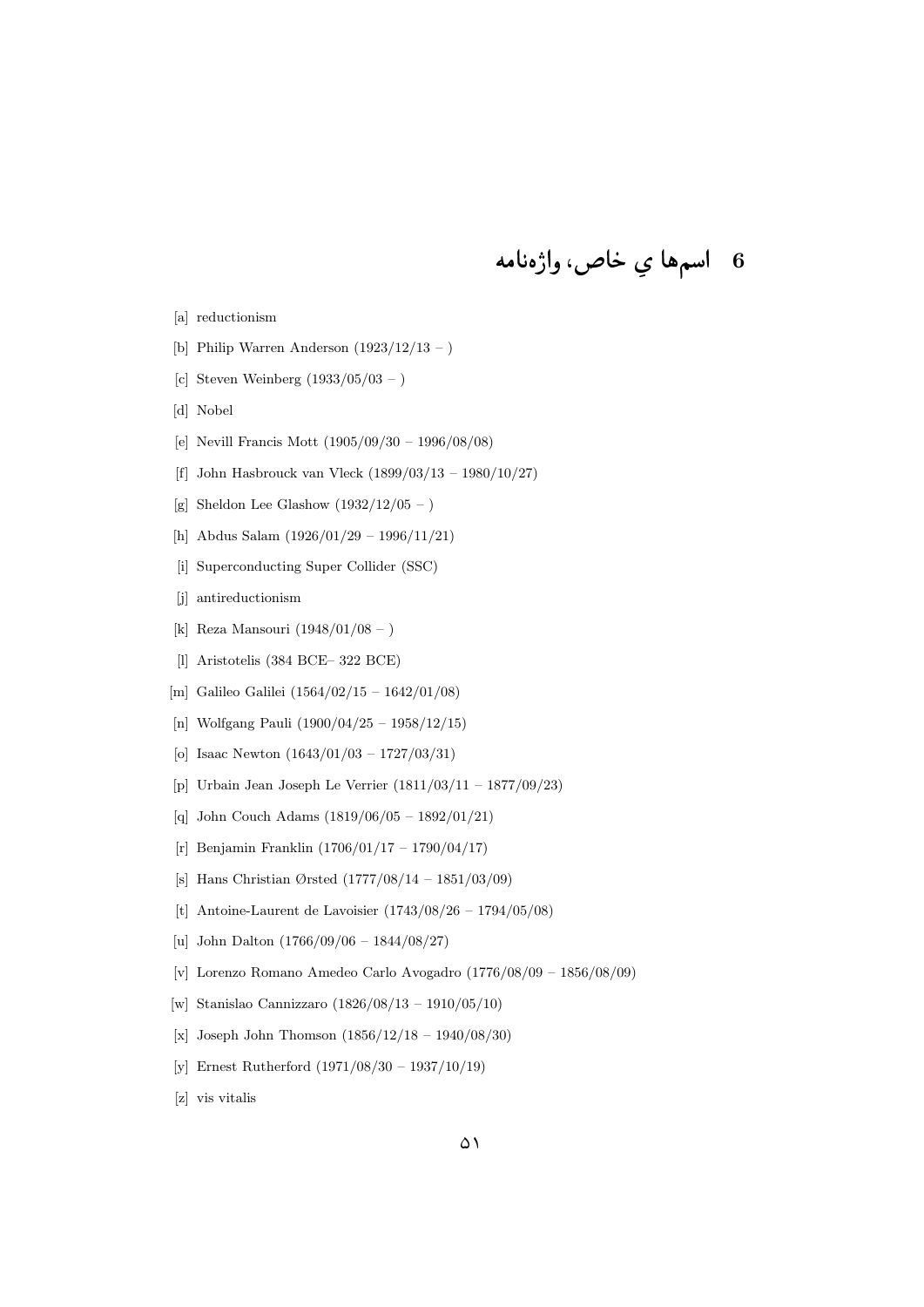# 6 اسم‌ها یِ خاص، واژه‌نامه

[a] reductionism

[b] Philip Warren Anderson (1923/12/13 – )

[c] Steven Weinberg (1933/05/03 – )

[d] Nobel

[e] Nevill Francis Mott (1905/09/30 – 1996/08/08)

[f] John Hasbrouck van Vleck (1899/03/13 – 1980/10/27)

[g] Sheldon Lee Glashow (1932/12/05 – )

[h] Abdus Salam (1926/01/29 – 1996/11/21)

[i] Superconducting Super Collider (SSC)

[j] antireductionism

[k] Reza Mansouri (1948/01/08 – )

[l] Aristotelis (384 BCE– 322 BCE)

[m] Galileo Galilei (1564/02/15 – 1642/01/08)

[n] Wolfgang Pauli (1900/04/25 – 1958/12/15)

[o] Isaac Newton (1643/01/03 – 1727/03/31)

[p] Urbain Jean Joseph Le Verrier (1811/03/11 – 1877/09/23)

[q] John Couch Adams (1819/06/05 – 1892/01/21)

[r] Benjamin Franklin (1706/01/17 – 1790/04/17)

[s] Hans Christian Ørsted (1777/08/14 – 1851/03/09)

[t] Antoine-Laurent de Lavoisier (1743/08/26 – 1794/05/08)

[u] John Dalton (1766/09/06 – 1844/08/27)

[v] Lorenzo Romano Amedeo Carlo Avogadro (1776/08/09 – 1856/08/09)

[w] Stanislao Cannizzaro (1826/08/13 – 1910/05/10)

[x] Joseph John Thomson (1856/12/18 – 1940/08/30)

[y] Ernest Rutherford (1971/08/30 – 1937/10/19)

[z] vis vitalis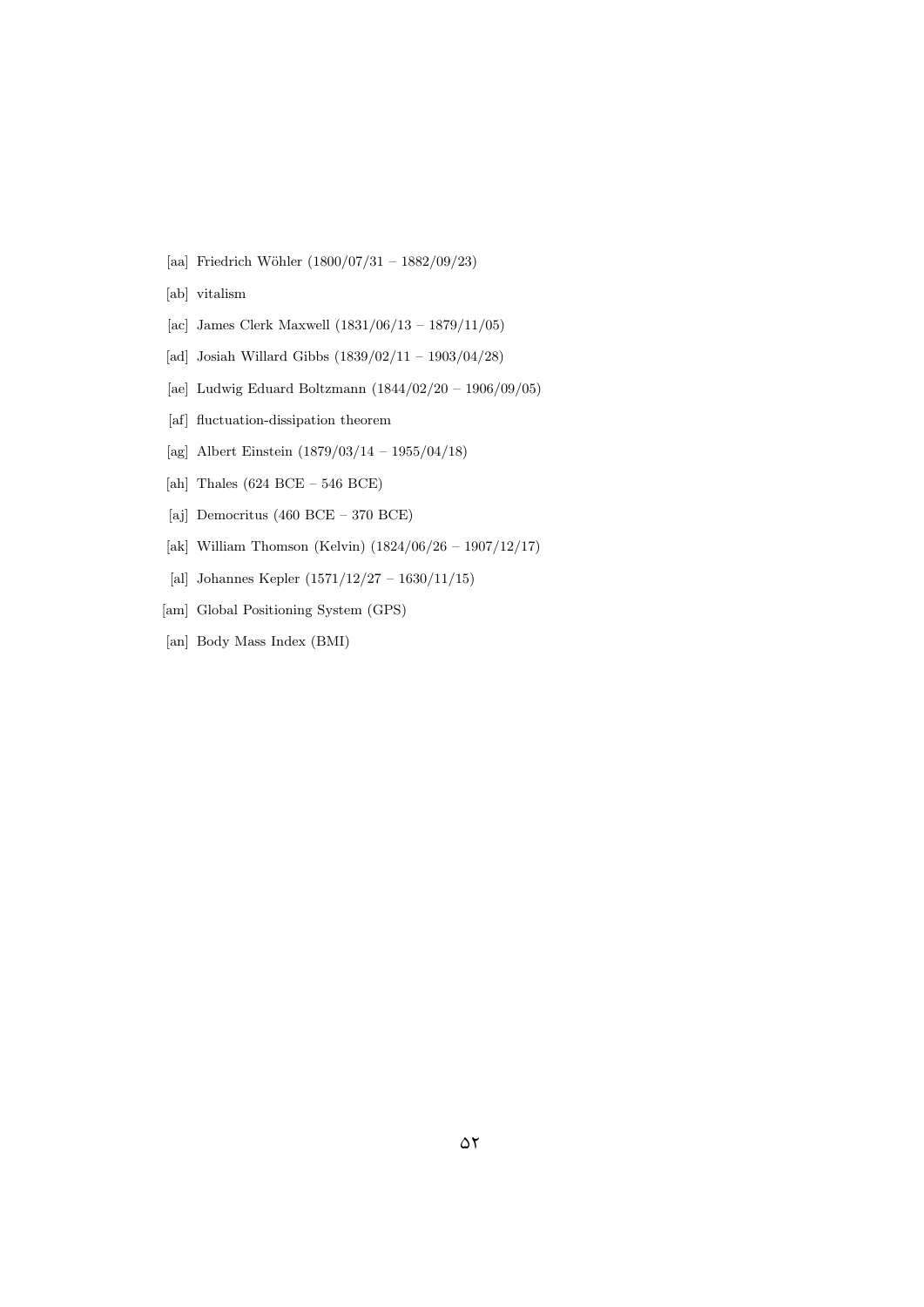[aa] Friedrich Wöhler (1800/07/31 – 1882/09/23)

[ab] vitalism

[ac] James Clerk Maxwell (1831/06/13 – 1879/11/05)

[ad] Josiah Willard Gibbs (1839/02/11 – 1903/04/28)

[ae] Ludwig Eduard Boltzmann (1844/02/20 – 1906/09/05)

[af] fluctuation-dissipation theorem

[ag] Albert Einstein (1879/03/14 – 1955/04/18)

[ah] Thales (624 BCE – 546 BCE)

[aj] Democritus (460 BCE – 370 BCE)

[ak] William Thomson (Kelvin) (1824/06/26 – 1907/12/17)

[al] Johannes Kepler (1571/12/27 – 1630/11/15)

[am] Global Positioning System (GPS)

[an] Body Mass Index (BMI)